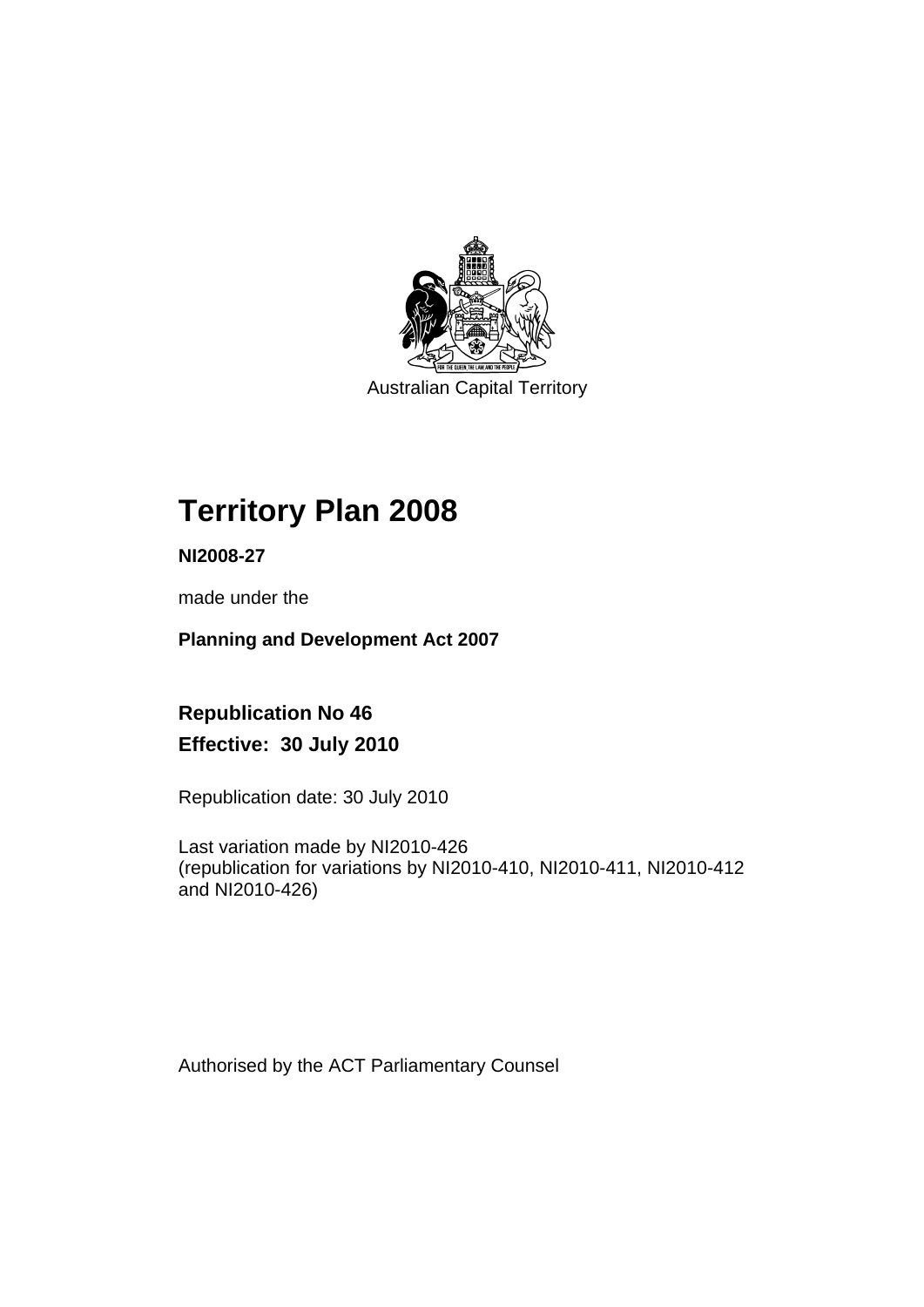Australian Capital Territory

# Territory Plan 2008

**NI2008-27**

made under the

**Planning and Development Act 2007**

## Republication No 46
## Effective: 30 July 2010

Republication date: 30 July 2010

Last variation made by NI2010-426
(republication for variations by NI2010-410, NI2010-411, NI2010-412 and NI2010-426)

Authorised by the ACT Parliamentary Counsel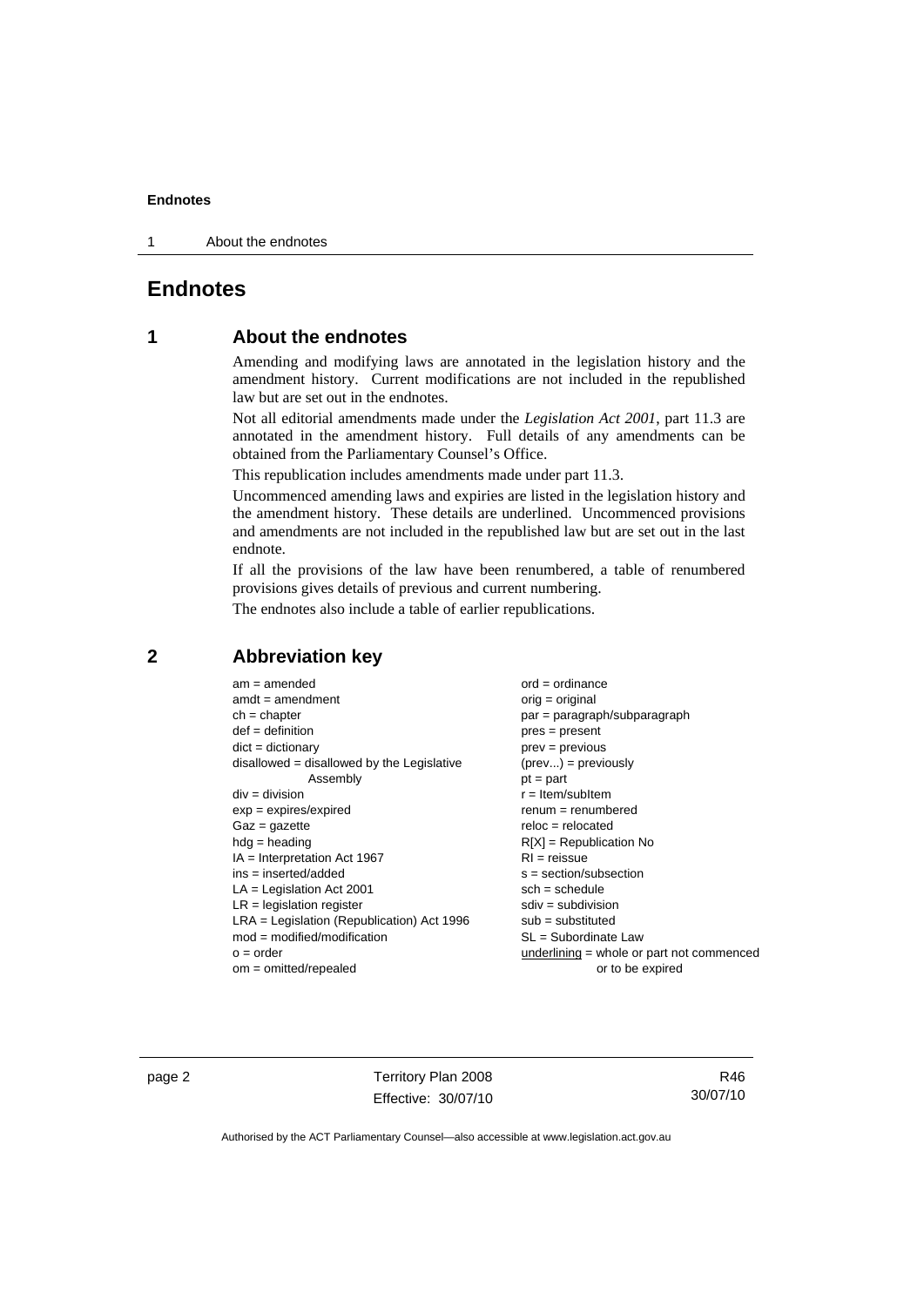# Endnotes

## 1 About the endnotes

Amending and modifying laws are annotated in the legislation history and the amendment history. Current modifications are not included in the republished law but are set out in the endnotes.

Not all editorial amendments made under the *Legislation Act 2001*, part 11.3 are annotated in the amendment history. Full details of any amendments can be obtained from the Parliamentary Counsel's Office.

This republication includes amendments made under part 11.3.

Uncommenced amending laws and expiries are listed in the legislation history and the amendment history. These details are underlined. Uncommenced provisions and amendments are not included in the republished law but are set out in the last endnote.

If all the provisions of the law have been renumbered, a table of renumbered provisions gives details of previous and current numbering.

The endnotes also include a table of earlier republications.

## 2 Abbreviation key

am = amended
amdt = amendment
ch = chapter
def = definition
dict = dictionary
disallowed = disallowed by the Legislative Assembly
div = division
exp = expires/expired
Gaz = gazette
hdg = heading
IA = Interpretation Act 1967
ins = inserted/added
LA = Legislation Act 2001
LR = legislation register
LRA = Legislation (Republication) Act 1996
mod = modified/modification
o = order
om = omitted/repealed
ord = ordinance
orig = original
par = paragraph/subparagraph
pres = present
prev = previous
(prev...) = previously
pt = part
r = Item/subItem
renum = renumbered
reloc = relocated
R[X] = Republication No
RI = reissue
s = section/subsection
sch = schedule
sdiv = subdivision
sub = substituted
SL = Subordinate Law
underlining = whole or part not commenced or to be expired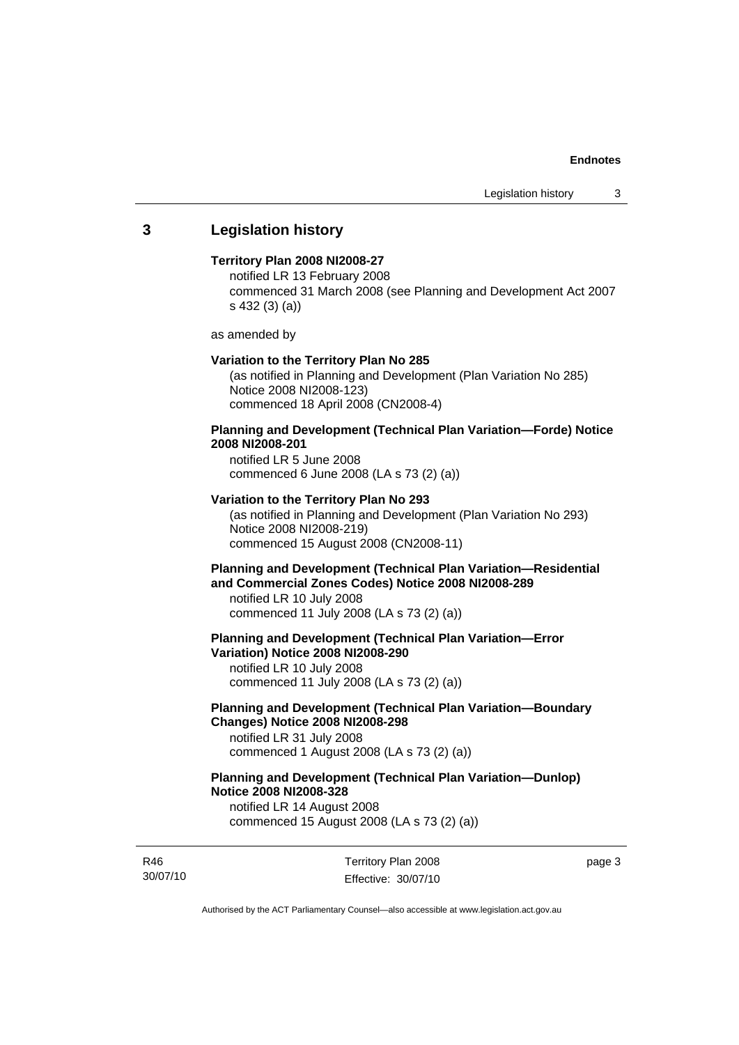## 3 Legislation history

**Territory Plan 2008 NI2008-27**

notified LR 13 February 2008
commenced 31 March 2008 (see Planning and Development Act 2007 s 432 (3) (a))

as amended by

**Variation to the Territory Plan No 285**

(as notified in Planning and Development (Plan Variation No 285) Notice 2008 NI2008-123)
commenced 18 April 2008 (CN2008-4)

**Planning and Development (Technical Plan Variation—Forde) Notice 2008 NI2008-201**

notified LR 5 June 2008
commenced 6 June 2008 (LA s 73 (2) (a))

**Variation to the Territory Plan No 293**

(as notified in Planning and Development (Plan Variation No 293) Notice 2008 NI2008-219)
commenced 15 August 2008 (CN2008-11)

**Planning and Development (Technical Plan Variation—Residential and Commercial Zones Codes) Notice 2008 NI2008-289**

notified LR 10 July 2008
commenced 11 July 2008 (LA s 73 (2) (a))

**Planning and Development (Technical Plan Variation—Error Variation) Notice 2008 NI2008-290**

notified LR 10 July 2008
commenced 11 July 2008 (LA s 73 (2) (a))

**Planning and Development (Technical Plan Variation—Boundary Changes) Notice 2008 NI2008-298**

notified LR 31 July 2008
commenced 1 August 2008 (LA s 73 (2) (a))

**Planning and Development (Technical Plan Variation—Dunlop) Notice 2008 NI2008-328**

notified LR 14 August 2008
commenced 15 August 2008 (LA s 73 (2) (a))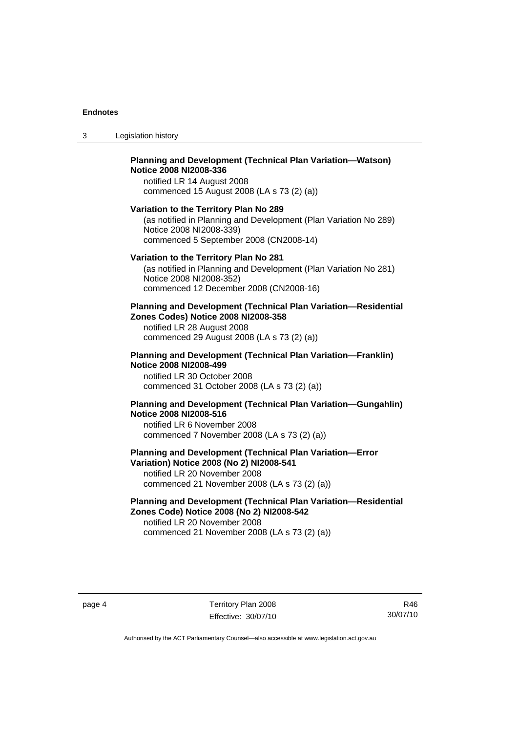**Planning and Development (Technical Plan Variation—Watson) Notice 2008 NI2008-336**
notified LR 14 August 2008
commenced 15 August 2008 (LA s 73 (2) (a))

**Variation to the Territory Plan No 289**
(as notified in Planning and Development (Plan Variation No 289) Notice 2008 NI2008-339)
commenced 5 September 2008 (CN2008-14)

**Variation to the Territory Plan No 281**
(as notified in Planning and Development (Plan Variation No 281) Notice 2008 NI2008-352)
commenced 12 December 2008 (CN2008-16)

**Planning and Development (Technical Plan Variation—Residential Zones Codes) Notice 2008 NI2008-358**
notified LR 28 August 2008
commenced 29 August 2008 (LA s 73 (2) (a))

**Planning and Development (Technical Plan Variation—Franklin) Notice 2008 NI2008-499**
notified LR 30 October 2008
commenced 31 October 2008 (LA s 73 (2) (a))

**Planning and Development (Technical Plan Variation—Gungahlin) Notice 2008 NI2008-516**
notified LR 6 November 2008
commenced 7 November 2008 (LA s 73 (2) (a))

**Planning and Development (Technical Plan Variation—Error Variation) Notice 2008 (No 2) NI2008-541**
notified LR 20 November 2008
commenced 21 November 2008 (LA s 73 (2) (a))

**Planning and Development (Technical Plan Variation—Residential Zones Code) Notice 2008 (No 2) NI2008-542**
notified LR 20 November 2008
commenced 21 November 2008 (LA s 73 (2) (a))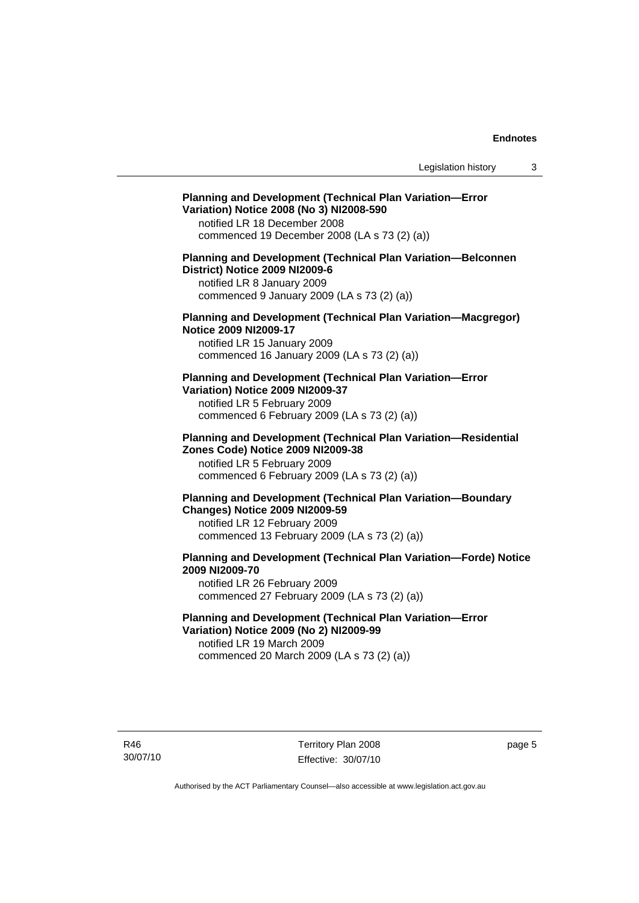**Planning and Development (Technical Plan Variation—Error Variation) Notice 2008 (No 3) NI2008-590**

notified LR 18 December 2008
commenced 19 December 2008 (LA s 73 (2) (a))

**Planning and Development (Technical Plan Variation—Belconnen District) Notice 2009 NI2009-6**

notified LR 8 January 2009
commenced 9 January 2009 (LA s 73 (2) (a))

**Planning and Development (Technical Plan Variation—Macgregor) Notice 2009 NI2009-17**

notified LR 15 January 2009
commenced 16 January 2009 (LA s 73 (2) (a))

**Planning and Development (Technical Plan Variation—Error Variation) Notice 2009 NI2009-37**

notified LR 5 February 2009
commenced 6 February 2009 (LA s 73 (2) (a))

**Planning and Development (Technical Plan Variation—Residential Zones Code) Notice 2009 NI2009-38**

notified LR 5 February 2009
commenced 6 February 2009 (LA s 73 (2) (a))

**Planning and Development (Technical Plan Variation—Boundary Changes) Notice 2009 NI2009-59**

notified LR 12 February 2009
commenced 13 February 2009 (LA s 73 (2) (a))

**Planning and Development (Technical Plan Variation—Forde) Notice 2009 NI2009-70**

notified LR 26 February 2009
commenced 27 February 2009 (LA s 73 (2) (a))

**Planning and Development (Technical Plan Variation—Error Variation) Notice 2009 (No 2) NI2009-99**

notified LR 19 March 2009
commenced 20 March 2009 (LA s 73 (2) (a))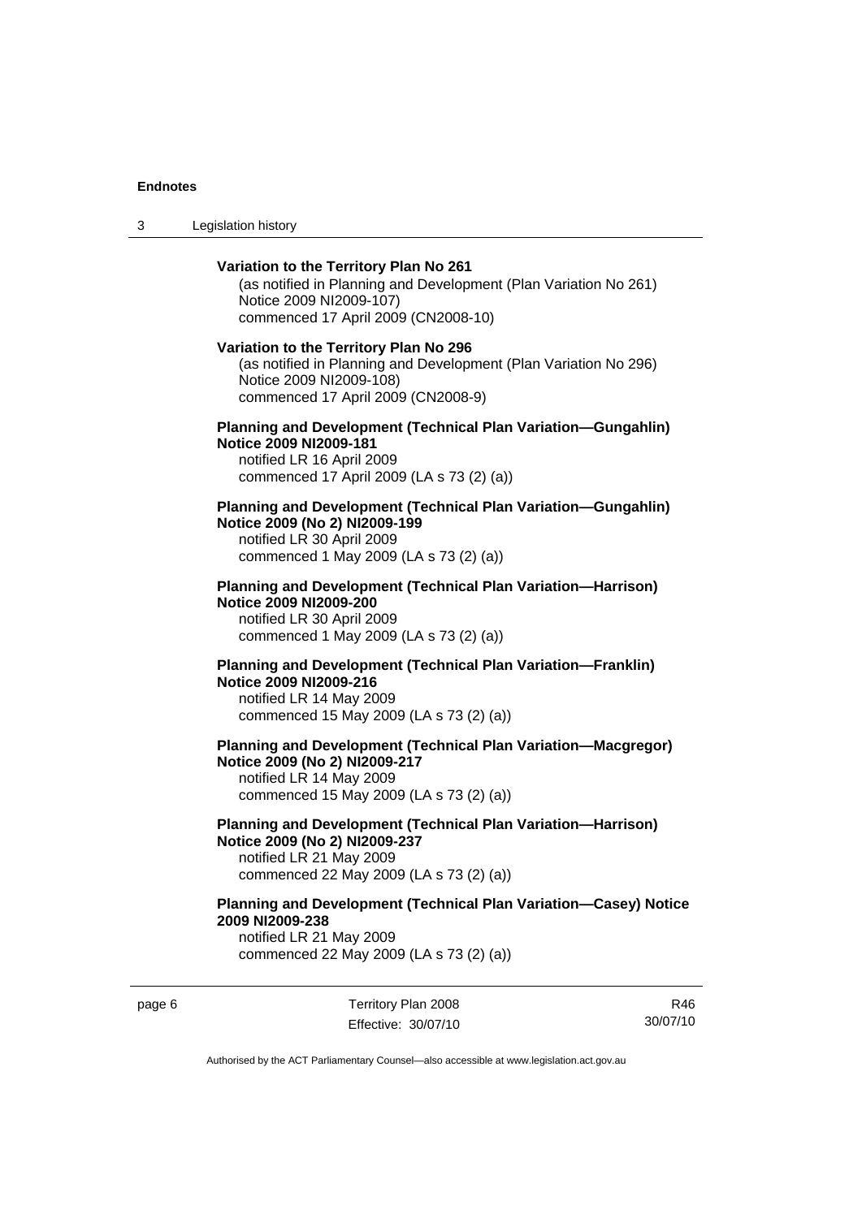**Variation to the Territory Plan No 261**

(as notified in Planning and Development (Plan Variation No 261) Notice 2009 NI2009-107)
commenced 17 April 2009 (CN2008-10)

**Variation to the Territory Plan No 296**

(as notified in Planning and Development (Plan Variation No 296) Notice 2009 NI2009-108)
commenced 17 April 2009 (CN2008-9)

**Planning and Development (Technical Plan Variation—Gungahlin) Notice 2009 NI2009-181**

notified LR 16 April 2009
commenced 17 April 2009 (LA s 73 (2) (a))

**Planning and Development (Technical Plan Variation—Gungahlin) Notice 2009 (No 2) NI2009-199**

notified LR 30 April 2009
commenced 1 May 2009 (LA s 73 (2) (a))

**Planning and Development (Technical Plan Variation—Harrison) Notice 2009 NI2009-200**

notified LR 30 April 2009
commenced 1 May 2009 (LA s 73 (2) (a))

**Planning and Development (Technical Plan Variation—Franklin) Notice 2009 NI2009-216**

notified LR 14 May 2009
commenced 15 May 2009 (LA s 73 (2) (a))

**Planning and Development (Technical Plan Variation—Macgregor) Notice 2009 (No 2) NI2009-217**

notified LR 14 May 2009
commenced 15 May 2009 (LA s 73 (2) (a))

**Planning and Development (Technical Plan Variation—Harrison) Notice 2009 (No 2) NI2009-237**

notified LR 21 May 2009
commenced 22 May 2009 (LA s 73 (2) (a))

**Planning and Development (Technical Plan Variation—Casey) Notice 2009 NI2009-238**

notified LR 21 May 2009
commenced 22 May 2009 (LA s 73 (2) (a))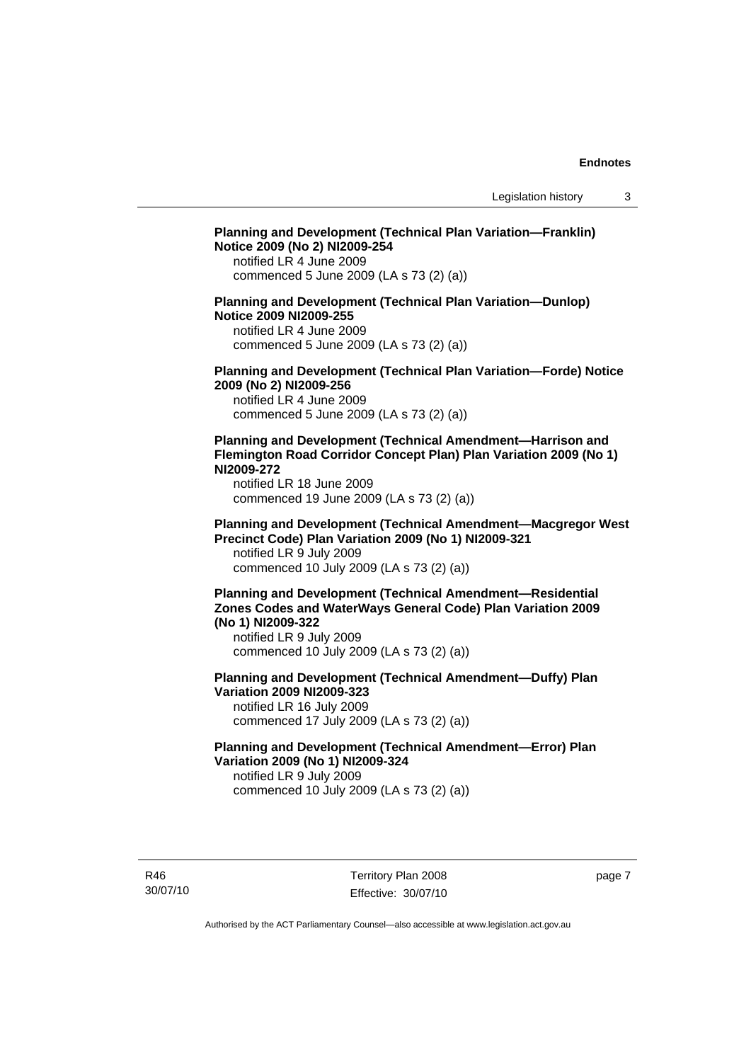**Planning and Development (Technical Plan Variation—Franklin) Notice 2009 (No 2) NI2009-254**
notified LR 4 June 2009
commenced 5 June 2009 (LA s 73 (2) (a))

**Planning and Development (Technical Plan Variation—Dunlop) Notice 2009 NI2009-255**
notified LR 4 June 2009
commenced 5 June 2009 (LA s 73 (2) (a))

**Planning and Development (Technical Plan Variation—Forde) Notice 2009 (No 2) NI2009-256**
notified LR 4 June 2009
commenced 5 June 2009 (LA s 73 (2) (a))

**Planning and Development (Technical Amendment—Harrison and Flemington Road Corridor Concept Plan) Plan Variation 2009 (No 1) NI2009-272**
notified LR 18 June 2009
commenced 19 June 2009 (LA s 73 (2) (a))

**Planning and Development (Technical Amendment—Macgregor West Precinct Code) Plan Variation 2009 (No 1) NI2009-321**
notified LR 9 July 2009
commenced 10 July 2009 (LA s 73 (2) (a))

**Planning and Development (Technical Amendment—Residential Zones Codes and WaterWays General Code) Plan Variation 2009 (No 1) NI2009-322**
notified LR 9 July 2009
commenced 10 July 2009 (LA s 73 (2) (a))

**Planning and Development (Technical Amendment—Duffy) Plan Variation 2009 NI2009-323**
notified LR 16 July 2009
commenced 17 July 2009 (LA s 73 (2) (a))

**Planning and Development (Technical Amendment—Error) Plan Variation 2009 (No 1) NI2009-324**
notified LR 9 July 2009
commenced 10 July 2009 (LA s 73 (2) (a))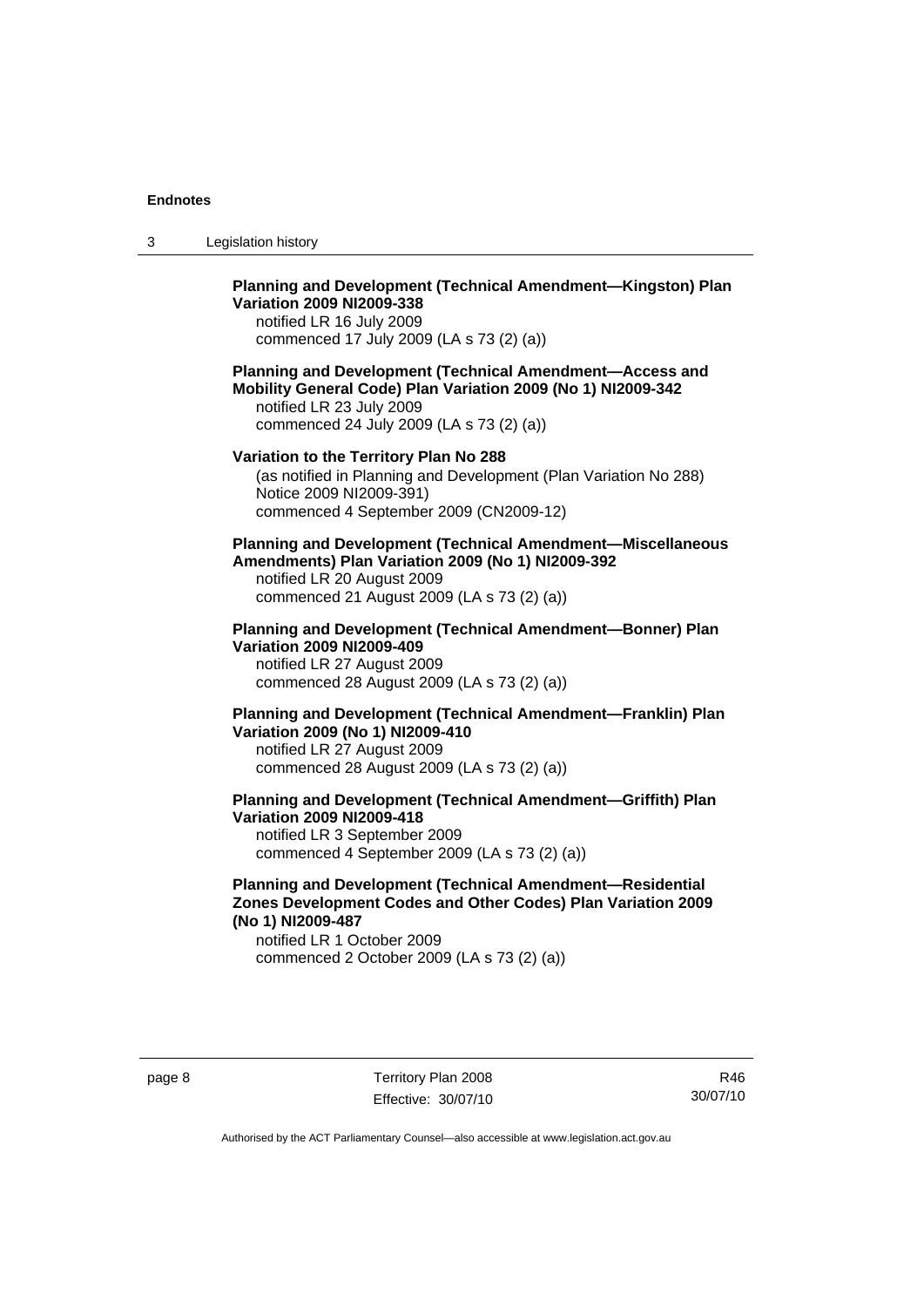**Planning and Development (Technical Amendment—Kingston) Plan Variation 2009 NI2009-338**
notified LR 16 July 2009
commenced 17 July 2009 (LA s 73 (2) (a))

**Planning and Development (Technical Amendment—Access and Mobility General Code) Plan Variation 2009 (No 1) NI2009-342**
notified LR 23 July 2009
commenced 24 July 2009 (LA s 73 (2) (a))

**Variation to the Territory Plan No 288**
(as notified in Planning and Development (Plan Variation No 288) Notice 2009 NI2009-391)
commenced 4 September 2009 (CN2009-12)

**Planning and Development (Technical Amendment—Miscellaneous Amendments) Plan Variation 2009 (No 1) NI2009-392**
notified LR 20 August 2009
commenced 21 August 2009 (LA s 73 (2) (a))

**Planning and Development (Technical Amendment—Bonner) Plan Variation 2009 NI2009-409**
notified LR 27 August 2009
commenced 28 August 2009 (LA s 73 (2) (a))

**Planning and Development (Technical Amendment—Franklin) Plan Variation 2009 (No 1) NI2009-410**
notified LR 27 August 2009
commenced 28 August 2009 (LA s 73 (2) (a))

**Planning and Development (Technical Amendment—Griffith) Plan Variation 2009 NI2009-418**
notified LR 3 September 2009
commenced 4 September 2009 (LA s 73 (2) (a))

**Planning and Development (Technical Amendment—Residential Zones Development Codes and Other Codes) Plan Variation 2009 (No 1) NI2009-487**
notified LR 1 October 2009
commenced 2 October 2009 (LA s 73 (2) (a))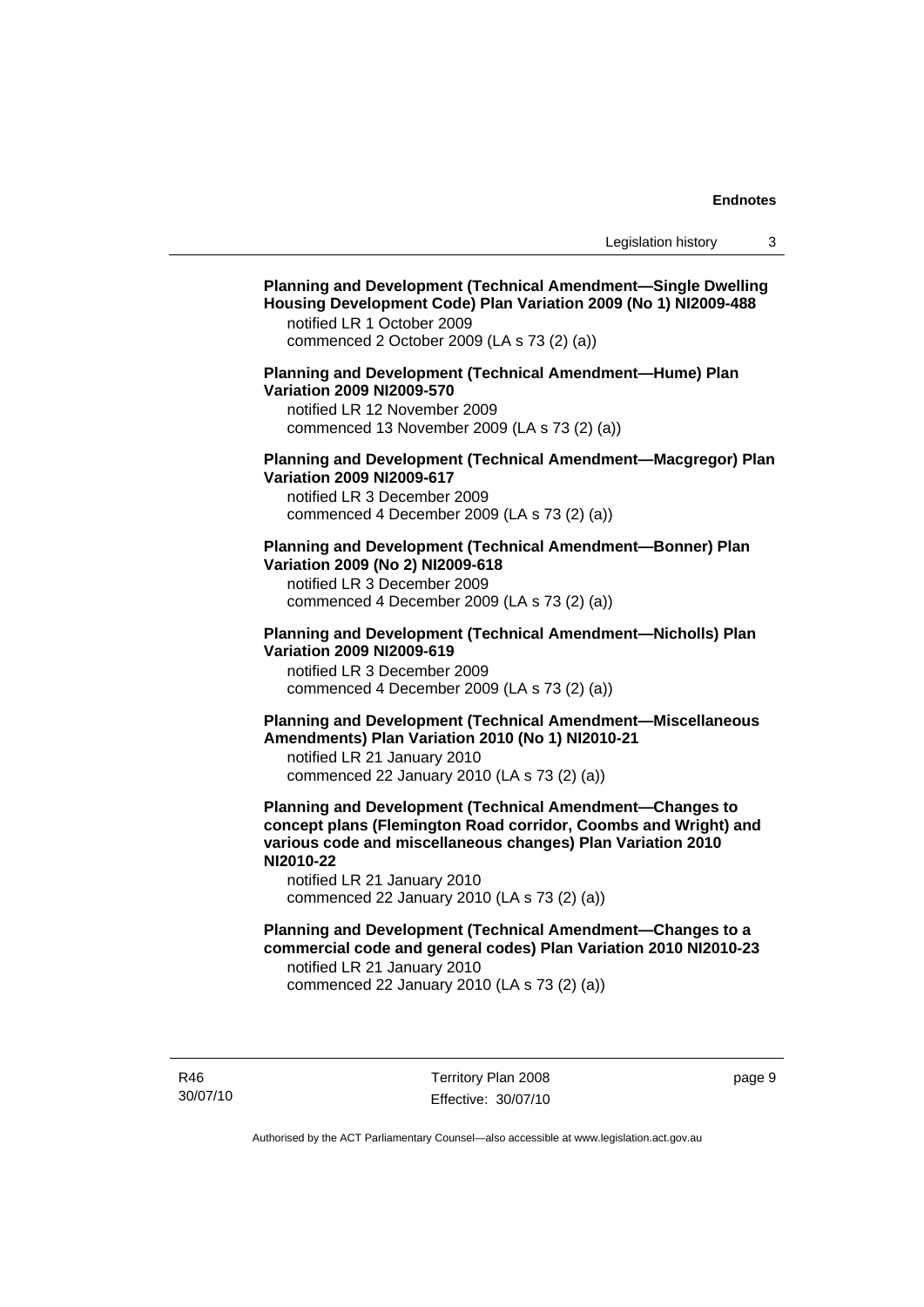**Planning and Development (Technical Amendment—Single Dwelling Housing Development Code) Plan Variation 2009 (No 1) NI2009-488**
notified LR 1 October 2009
commenced 2 October 2009 (LA s 73 (2) (a))

**Planning and Development (Technical Amendment—Hume) Plan Variation 2009 NI2009-570**
notified LR 12 November 2009
commenced 13 November 2009 (LA s 73 (2) (a))

**Planning and Development (Technical Amendment—Macgregor) Plan Variation 2009 NI2009-617**
notified LR 3 December 2009
commenced 4 December 2009 (LA s 73 (2) (a))

**Planning and Development (Technical Amendment—Bonner) Plan Variation 2009 (No 2) NI2009-618**
notified LR 3 December 2009
commenced 4 December 2009 (LA s 73 (2) (a))

**Planning and Development (Technical Amendment—Nicholls) Plan Variation 2009 NI2009-619**
notified LR 3 December 2009
commenced 4 December 2009 (LA s 73 (2) (a))

**Planning and Development (Technical Amendment—Miscellaneous Amendments) Plan Variation 2010 (No 1) NI2010-21**
notified LR 21 January 2010
commenced 22 January 2010 (LA s 73 (2) (a))

**Planning and Development (Technical Amendment—Changes to concept plans (Flemington Road corridor, Coombs and Wright) and various code and miscellaneous changes) Plan Variation 2010 NI2010-22**
notified LR 21 January 2010
commenced 22 January 2010 (LA s 73 (2) (a))

**Planning and Development (Technical Amendment—Changes to a commercial code and general codes) Plan Variation 2010 NI2010-23**
notified LR 21 January 2010
commenced 22 January 2010 (LA s 73 (2) (a))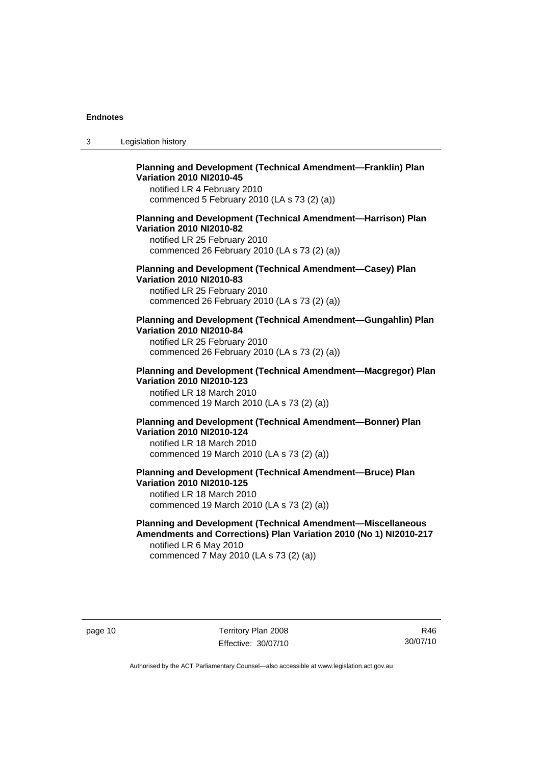**Planning and Development (Technical Amendment—Franklin) Plan Variation 2010 NI2010-45**

notified LR 4 February 2010
commenced 5 February 2010 (LA s 73 (2) (a))

**Planning and Development (Technical Amendment—Harrison) Plan Variation 2010 NI2010-82**

notified LR 25 February 2010
commenced 26 February 2010 (LA s 73 (2) (a))

**Planning and Development (Technical Amendment—Casey) Plan Variation 2010 NI2010-83**

notified LR 25 February 2010
commenced 26 February 2010 (LA s 73 (2) (a))

**Planning and Development (Technical Amendment—Gungahlin) Plan Variation 2010 NI2010-84**

notified LR 25 February 2010
commenced 26 February 2010 (LA s 73 (2) (a))

**Planning and Development (Technical Amendment—Macgregor) Plan Variation 2010 NI2010-123**

notified LR 18 March 2010
commenced 19 March 2010 (LA s 73 (2) (a))

**Planning and Development (Technical Amendment—Bonner) Plan Variation 2010 NI2010-124**

notified LR 18 March 2010
commenced 19 March 2010 (LA s 73 (2) (a))

**Planning and Development (Technical Amendment—Bruce) Plan Variation 2010 NI2010-125**

notified LR 18 March 2010
commenced 19 March 2010 (LA s 73 (2) (a))

**Planning and Development (Technical Amendment—Miscellaneous Amendments and Corrections) Plan Variation 2010 (No 1) NI2010-217**

notified LR 6 May 2010
commenced 7 May 2010 (LA s 73 (2) (a))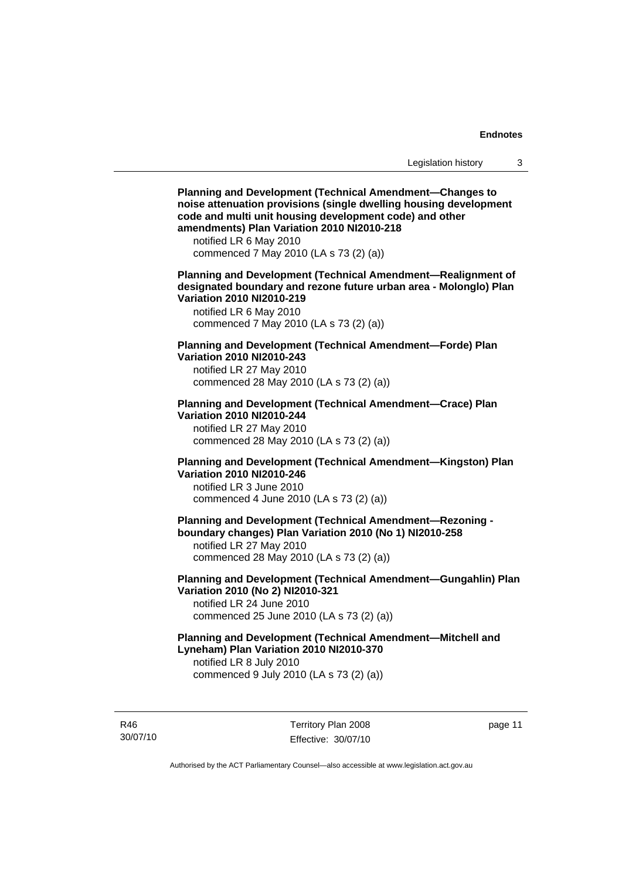**Planning and Development (Technical Amendment—Changes to noise attenuation provisions (single dwelling housing development code and multi unit housing development code) and other amendments) Plan Variation 2010 NI2010-218**

notified LR 6 May 2010
commenced 7 May 2010 (LA s 73 (2) (a))

**Planning and Development (Technical Amendment—Realignment of designated boundary and rezone future urban area - Molonglo) Plan Variation 2010 NI2010-219**

notified LR 6 May 2010
commenced 7 May 2010 (LA s 73 (2) (a))

**Planning and Development (Technical Amendment—Forde) Plan Variation 2010 NI2010-243**

notified LR 27 May 2010
commenced 28 May 2010 (LA s 73 (2) (a))

**Planning and Development (Technical Amendment—Crace) Plan Variation 2010 NI2010-244**

notified LR 27 May 2010
commenced 28 May 2010 (LA s 73 (2) (a))

**Planning and Development (Technical Amendment—Kingston) Plan Variation 2010 NI2010-246**

notified LR 3 June 2010
commenced 4 June 2010 (LA s 73 (2) (a))

**Planning and Development (Technical Amendment—Rezoning - boundary changes) Plan Variation 2010 (No 1) NI2010-258**

notified LR 27 May 2010
commenced 28 May 2010 (LA s 73 (2) (a))

**Planning and Development (Technical Amendment—Gungahlin) Plan Variation 2010 (No 2) NI2010-321**

notified LR 24 June 2010
commenced 25 June 2010 (LA s 73 (2) (a))

**Planning and Development (Technical Amendment—Mitchell and Lyneham) Plan Variation 2010 NI2010-370**

notified LR 8 July 2010
commenced 9 July 2010 (LA s 73 (2) (a))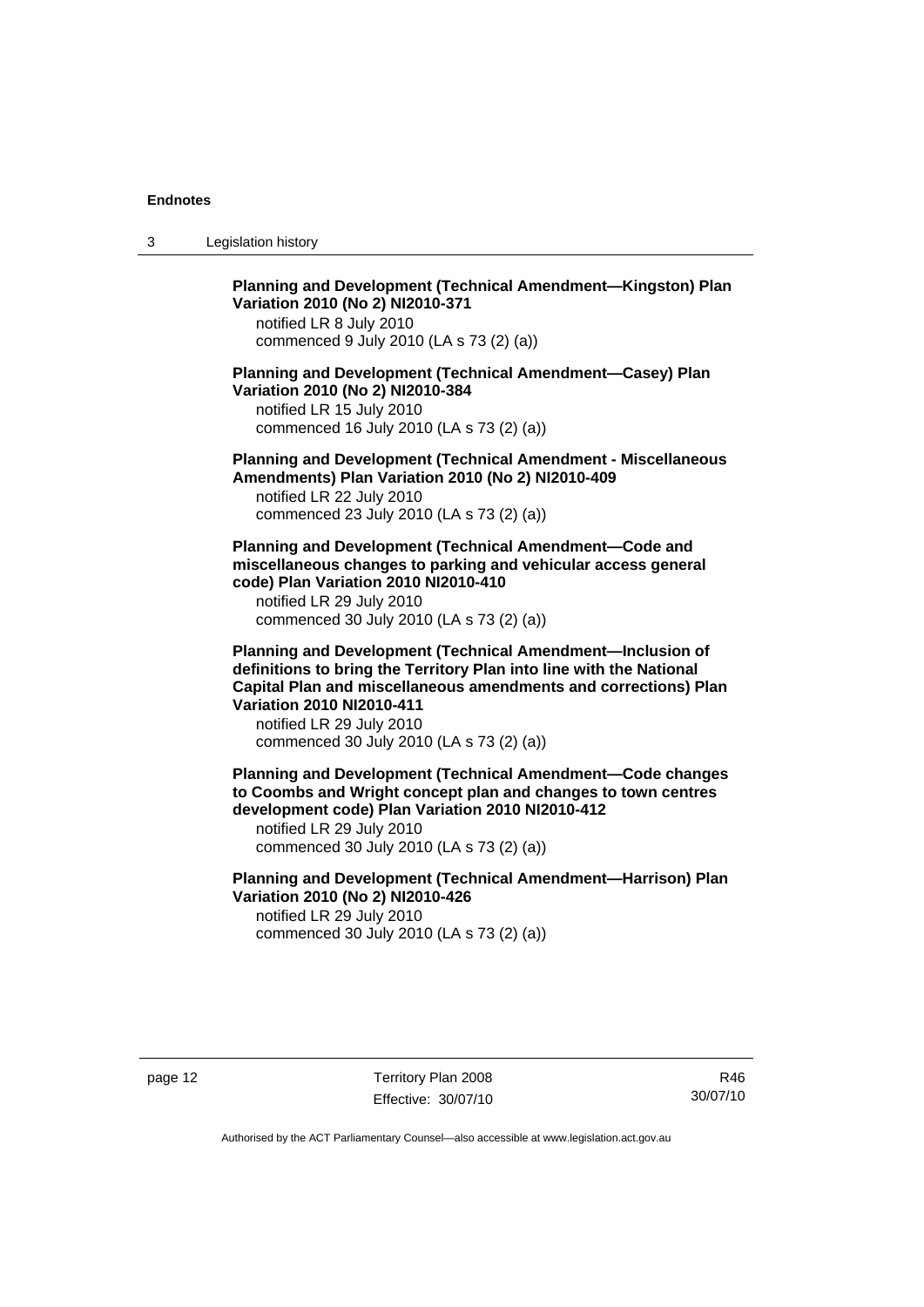**Planning and Development (Technical Amendment—Kingston) Plan Variation 2010 (No 2) NI2010-371**
notified LR 8 July 2010
commenced 9 July 2010 (LA s 73 (2) (a))

**Planning and Development (Technical Amendment—Casey) Plan Variation 2010 (No 2) NI2010-384**
notified LR 15 July 2010
commenced 16 July 2010 (LA s 73 (2) (a))

**Planning and Development (Technical Amendment - Miscellaneous Amendments) Plan Variation 2010 (No 2) NI2010-409**
notified LR 22 July 2010
commenced 23 July 2010 (LA s 73 (2) (a))

**Planning and Development (Technical Amendment—Code and miscellaneous changes to parking and vehicular access general code) Plan Variation 2010 NI2010-410**
notified LR 29 July 2010
commenced 30 July 2010 (LA s 73 (2) (a))

**Planning and Development (Technical Amendment—Inclusion of definitions to bring the Territory Plan into line with the National Capital Plan and miscellaneous amendments and corrections) Plan Variation 2010 NI2010-411**
notified LR 29 July 2010
commenced 30 July 2010 (LA s 73 (2) (a))

**Planning and Development (Technical Amendment—Code changes to Coombs and Wright concept plan and changes to town centres development code) Plan Variation 2010 NI2010-412**
notified LR 29 July 2010
commenced 30 July 2010 (LA s 73 (2) (a))

**Planning and Development (Technical Amendment—Harrison) Plan Variation 2010 (No 2) NI2010-426**
notified LR 29 July 2010
commenced 30 July 2010 (LA s 73 (2) (a))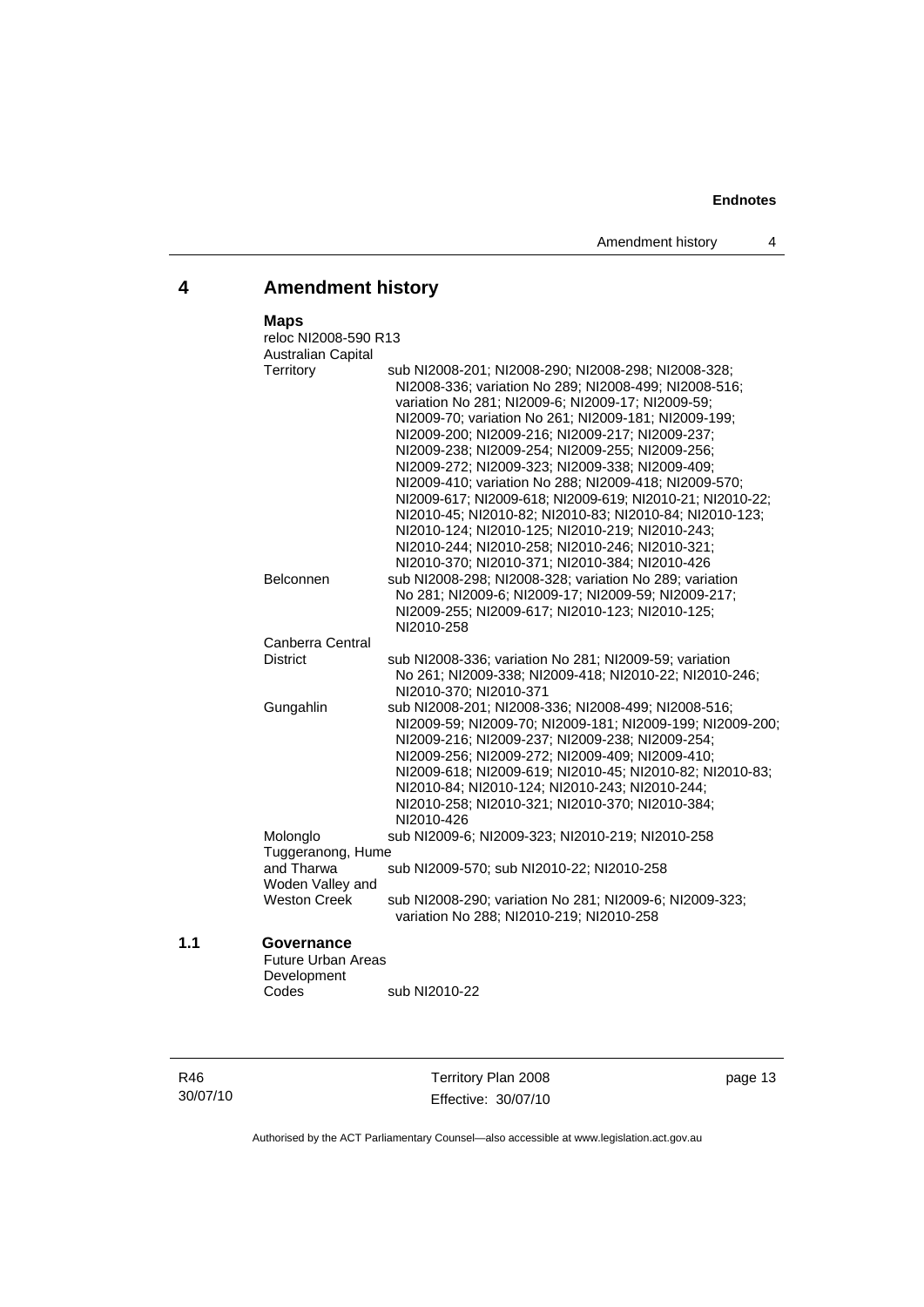## 4 Amendment history

**Maps**

reloc NI2008-590 R13

Australian Capital Territory
sub NI2008-201; NI2008-290; NI2008-298; NI2008-328; NI2008-336; variation No 289; NI2008-499; NI2008-516; variation No 281; NI2009-6; NI2009-17; NI2009-59; NI2009-70; variation No 261; NI2009-181; NI2009-199; NI2009-200; NI2009-216; NI2009-217; NI2009-237; NI2009-238; NI2009-254; NI2009-255; NI2009-256; NI2009-272; NI2009-323; NI2009-338; NI2009-409; NI2009-410; variation No 288; NI2009-418; NI2009-570; NI2009-617; NI2009-618; NI2009-619; NI2010-21; NI2010-22; NI2010-45; NI2010-82; NI2010-83; NI2010-84; NI2010-123; NI2010-124; NI2010-125; NI2010-219; NI2010-243; NI2010-244; NI2010-258; NI2010-246; NI2010-321; NI2010-370; NI2010-371; NI2010-384; NI2010-426

Belconnen
sub NI2008-298; NI2008-328; variation No 289; variation No 281; NI2009-6; NI2009-17; NI2009-59; NI2009-217; NI2009-255; NI2009-617; NI2010-123; NI2010-125; NI2010-258

Canberra Central District
sub NI2008-336; variation No 281; NI2009-59; variation No 261; NI2009-338; NI2009-418; NI2010-22; NI2010-246; NI2010-370; NI2010-371

Gungahlin
sub NI2008-201; NI2008-336; NI2008-499; NI2008-516; NI2009-59; NI2009-70; NI2009-181; NI2009-199; NI2009-200; NI2009-216; NI2009-237; NI2009-238; NI2009-254; NI2009-256; NI2009-272; NI2009-409; NI2009-410; NI2009-618; NI2009-619; NI2010-45; NI2010-82; NI2010-83; NI2010-84; NI2010-124; NI2010-243; NI2010-244; NI2010-258; NI2010-321; NI2010-370; NI2010-384; NI2010-426

Molonglo
sub NI2009-6; NI2009-323; NI2010-219; NI2010-258

Tuggeranong, Hume and Tharwa
sub NI2009-570; sub NI2010-22; NI2010-258

Woden Valley and Weston Creek
sub NI2008-290; variation No 281; NI2009-6; NI2009-323; variation No 288; NI2010-219; NI2010-258

**1.1 Governance**

Future Urban Areas Development Codes
sub NI2010-22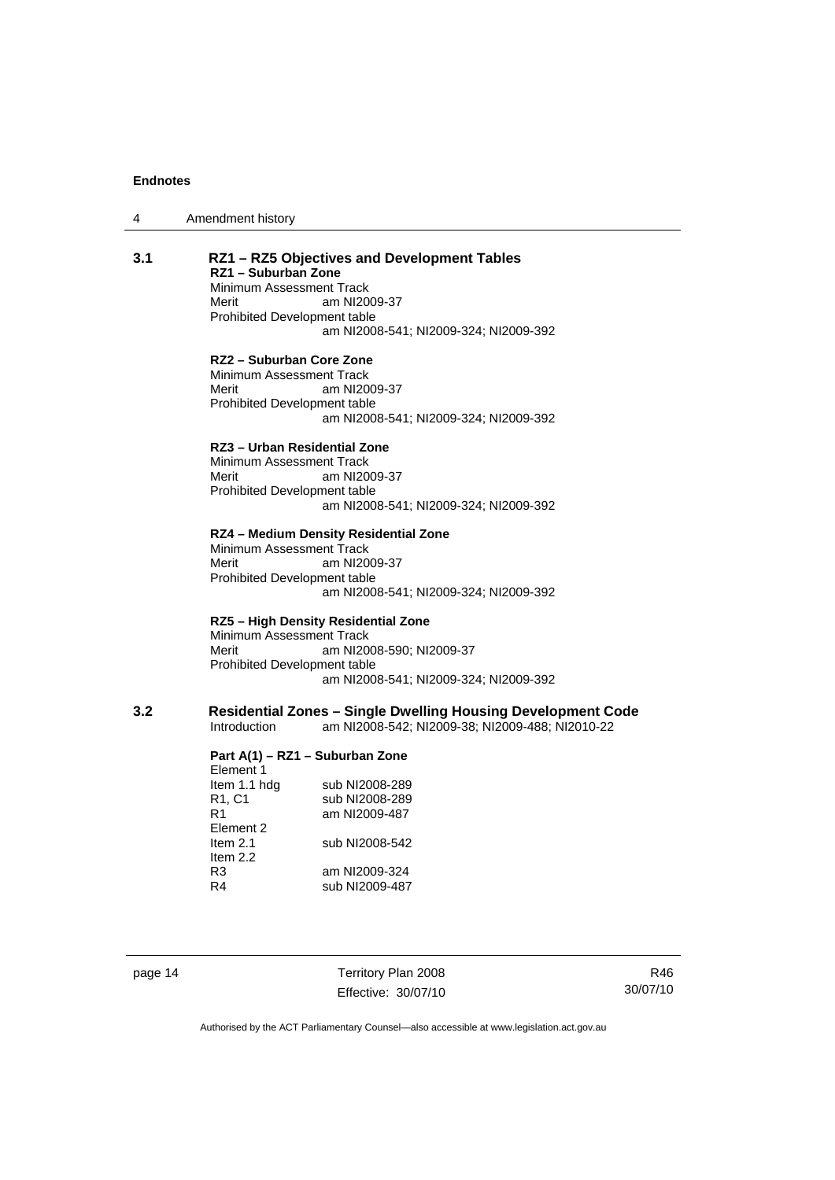**3.1 RZ1 – RZ5 Objectives and Development Tables**

**RZ1 – Suburban Zone**

Minimum Assessment Track
Merit am NI2009-37
Prohibited Development table
am NI2008-541; NI2009-324; NI2009-392

**RZ2 – Suburban Core Zone**

Minimum Assessment Track
Merit am NI2009-37
Prohibited Development table
am NI2008-541; NI2009-324; NI2009-392

**RZ3 – Urban Residential Zone**

Minimum Assessment Track
Merit am NI2009-37
Prohibited Development table
am NI2008-541; NI2009-324; NI2009-392

**RZ4 – Medium Density Residential Zone**

Minimum Assessment Track
Merit am NI2009-37
Prohibited Development table
am NI2008-541; NI2009-324; NI2009-392

**RZ5 – High Density Residential Zone**

Minimum Assessment Track
Merit am NI2008-590; NI2009-37
Prohibited Development table
am NI2008-541; NI2009-324; NI2009-392

**3.2 Residential Zones – Single Dwelling Housing Development Code**

Introduction am NI2008-542; NI2009-38; NI2009-488; NI2010-22

**Part A(1) – RZ1 – Suburban Zone**

Element 1
Item 1.1 hdg sub NI2008-289
R1, C1 sub NI2008-289
R1 am NI2009-487
Element 2
Item 2.1 sub NI2008-542
Item 2.2
R3 am NI2009-324
R4 sub NI2009-487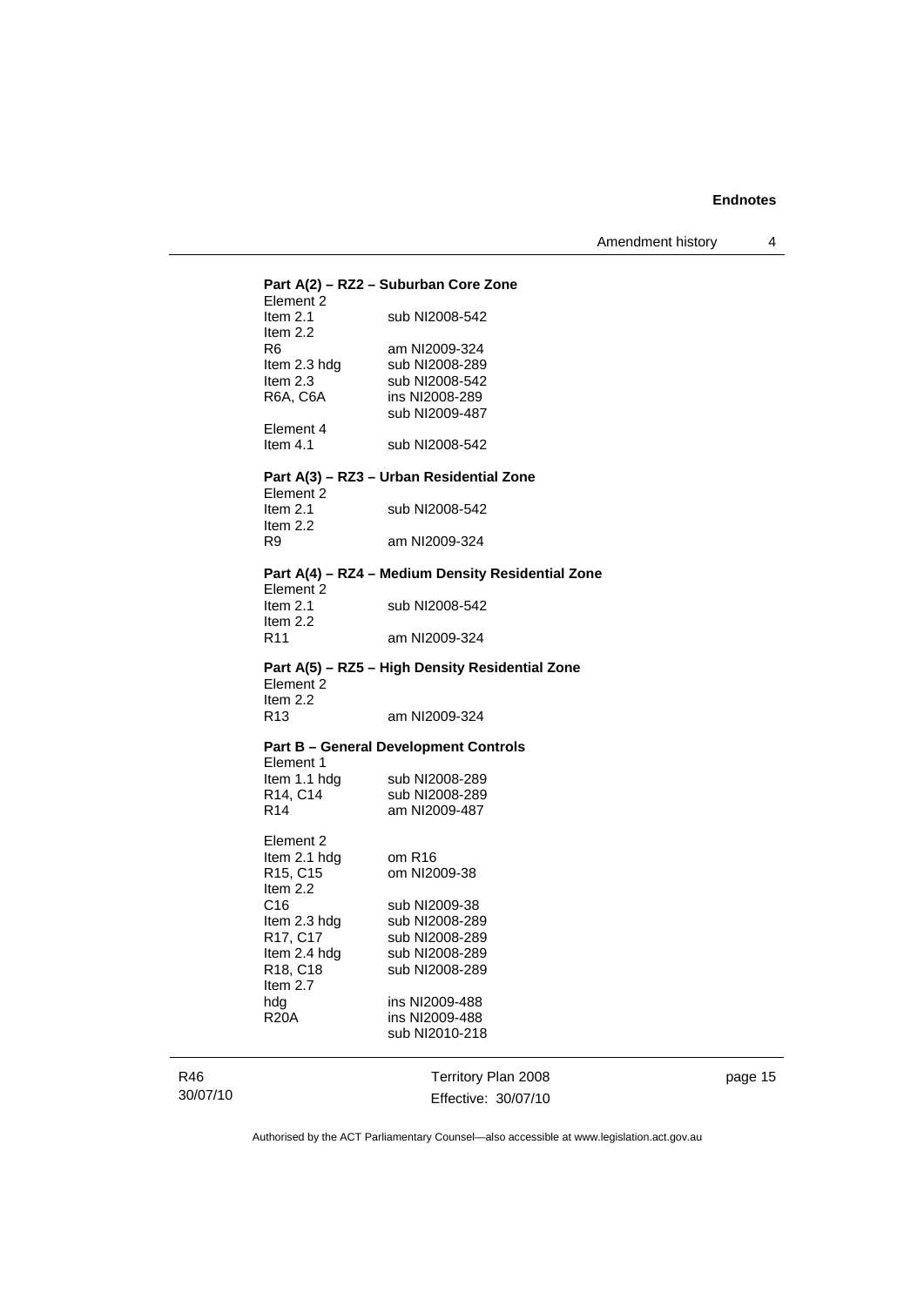**Part A(2) – RZ2 – Suburban Core Zone**

Element 2

| | |
|---|---|
| Item 2.1 | sub NI2008-542 |
| Item 2.2 | |
| R6 | am NI2009-324 |
| Item 2.3 hdg | sub NI2008-289 |
| Item 2.3 | sub NI2008-542 |
| R6A, C6A | ins NI2008-289 |
| | sub NI2009-487 |

Element 4

| | |
|---|---|
| Item 4.1 | sub NI2008-542 |

**Part A(3) – RZ3 – Urban Residential Zone**

Element 2

| | |
|---|---|
| Item 2.1 | sub NI2008-542 |
| Item 2.2 | |
| R9 | am NI2009-324 |

**Part A(4) – RZ4 – Medium Density Residential Zone**

Element 2

| | |
|---|---|
| Item 2.1 | sub NI2008-542 |
| Item 2.2 | |
| R11 | am NI2009-324 |

**Part A(5) – RZ5 – High Density Residential Zone**

Element 2

| | |
|---|---|
| Item 2.2 | |
| R13 | am NI2009-324 |

**Part B – General Development Controls**

Element 1

| | |
|---|---|
| Item 1.1 hdg | sub NI2008-289 |
| R14, C14 | sub NI2008-289 |
| R14 | am NI2009-487 |

Element 2

| | |
|---|---|
| Item 2.1 hdg | om R16 |
| R15, C15 | om NI2009-38 |
| Item 2.2 | |
| C16 | sub NI2009-38 |
| Item 2.3 hdg | sub NI2008-289 |
| R17, C17 | sub NI2008-289 |
| Item 2.4 hdg | sub NI2008-289 |
| R18, C18 | sub NI2008-289 |
| Item 2.7 | |
| hdg | ins NI2009-488 |
| R20A | ins NI2009-488 |
| | sub NI2010-218 |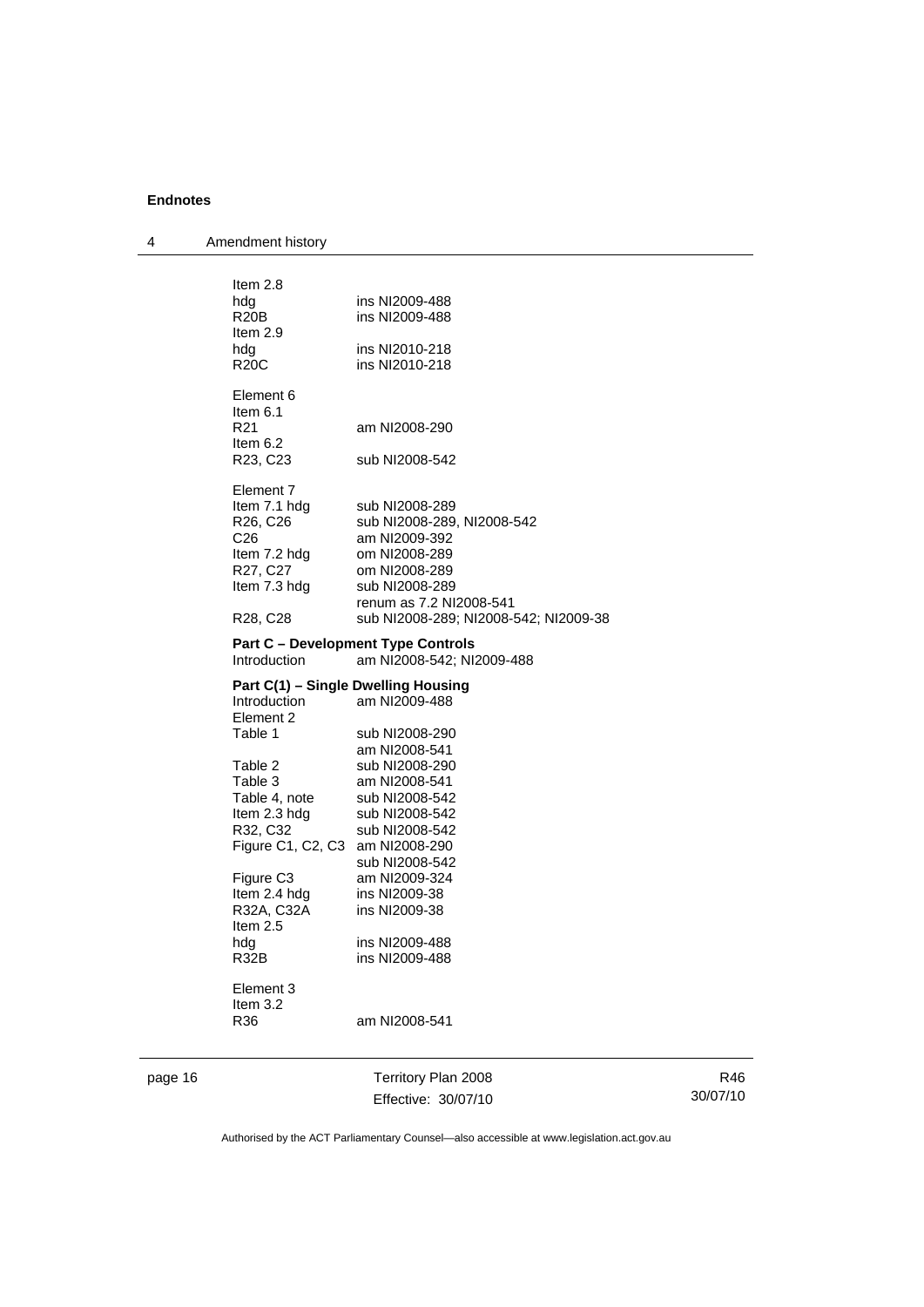Item 2.8

| | |
|---|---|
| hdg | ins NI2009-488 |
| R20B | ins NI2009-488 |

Item 2.9

| | |
|---|---|
| hdg | ins NI2010-218 |
| R20C | ins NI2010-218 |

Element 6

Item 6.1

| | |
|---|---|
| R21 | am NI2008-290 |

Item 6.2

| | |
|---|---|
| R23, C23 | sub NI2008-542 |

Element 7

| | |
|---|---|
| Item 7.1 hdg | sub NI2008-289 |
| R26, C26 | sub NI2008-289, NI2008-542 |
| C26 | am NI2009-392 |
| Item 7.2 hdg | om NI2008-289 |
| R27, C27 | om NI2008-289 |
| Item 7.3 hdg | sub NI2008-289<br>renum as 7.2 NI2008-541 |
| R28, C28 | sub NI2008-289; NI2008-542; NI2009-38 |

**Part C – Development Type Controls**

| | |
|---|---|
| Introduction | am NI2008-542; NI2009-488 |

**Part C(1) – Single Dwelling Housing**

| | |
|---|---|
| Introduction | am NI2009-488 |

Element 2

| | |
|---|---|
| Table 1 | sub NI2008-290<br>am NI2008-541 |
| Table 2 | sub NI2008-290 |
| Table 3 | am NI2008-541 |
| Table 4, note | sub NI2008-542 |
| Item 2.3 hdg | sub NI2008-542 |
| R32, C32 | sub NI2008-542 |
| Figure C1, C2, C3 | am NI2008-290<br>sub NI2008-542 |
| Figure C3 | am NI2009-324 |
| Item 2.4 hdg | ins NI2009-38 |
| R32A, C32A | ins NI2009-38 |

Item 2.5

| | |
|---|---|
| hdg | ins NI2009-488 |
| R32B | ins NI2009-488 |

Element 3

Item 3.2

| | |
|---|---|
| R36 | am NI2008-541 |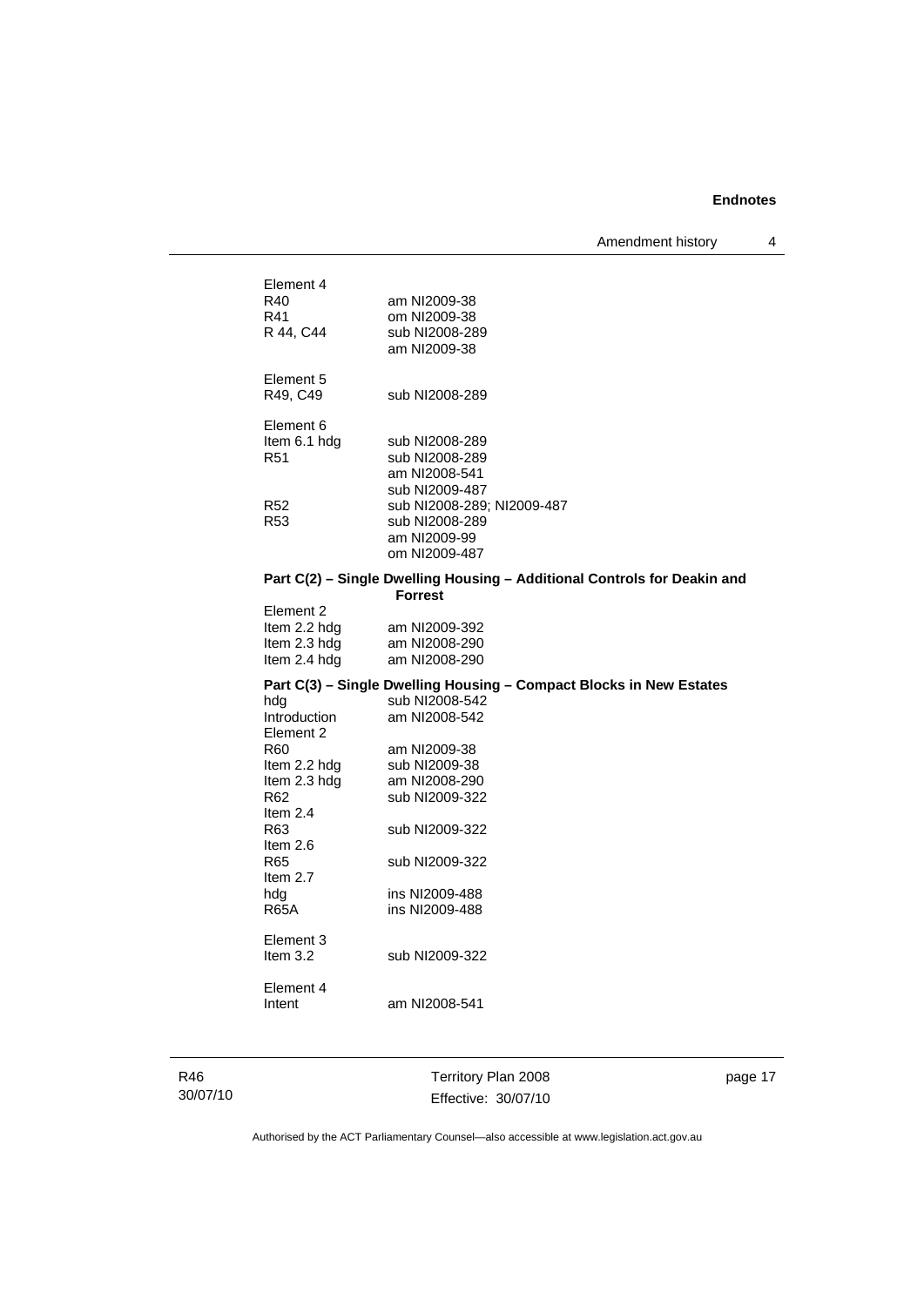Element 4

| | |
|---|---|
| R40 | am NI2009-38 |
| R41 | om NI2009-38 |
| R 44, C44 | sub NI2008-289 |
| | am NI2009-38 |

Element 5

| | |
|---|---|
| R49, C49 | sub NI2008-289 |

Element 6

| | |
|---|---|
| Item 6.1 hdg | sub NI2008-289 |
| R51 | sub NI2008-289 |
| | am NI2008-541 |
| | sub NI2009-487 |
| R52 | sub NI2008-289; NI2009-487 |
| R53 | sub NI2008-289 |
| | am NI2009-99 |
| | om NI2009-487 |

**Part C(2) – Single Dwelling Housing – Additional Controls for Deakin and Forrest**

Element 2

| | |
|---|---|
| Item 2.2 hdg | am NI2009-392 |
| Item 2.3 hdg | am NI2008-290 |
| Item 2.4 hdg | am NI2008-290 |

**Part C(3) – Single Dwelling Housing – Compact Blocks in New Estates**

| | |
|---|---|
| hdg | sub NI2008-542 |
| Introduction | am NI2008-542 |

Element 2

| | |
|---|---|
| R60 | am NI2009-38 |
| Item 2.2 hdg | sub NI2009-38 |
| Item 2.3 hdg | am NI2008-290 |
| R62 | sub NI2009-322 |

Item 2.4

| | |
|---|---|
| R63 | sub NI2009-322 |

Item 2.6

| | |
|---|---|
| R65 | sub NI2009-322 |

Item 2.7

| | |
|---|---|
| hdg | ins NI2009-488 |
| R65A | ins NI2009-488 |

Element 3

| | |
|---|---|
| Item 3.2 | sub NI2009-322 |

Element 4

| | |
|---|---|
| Intent | am NI2008-541 |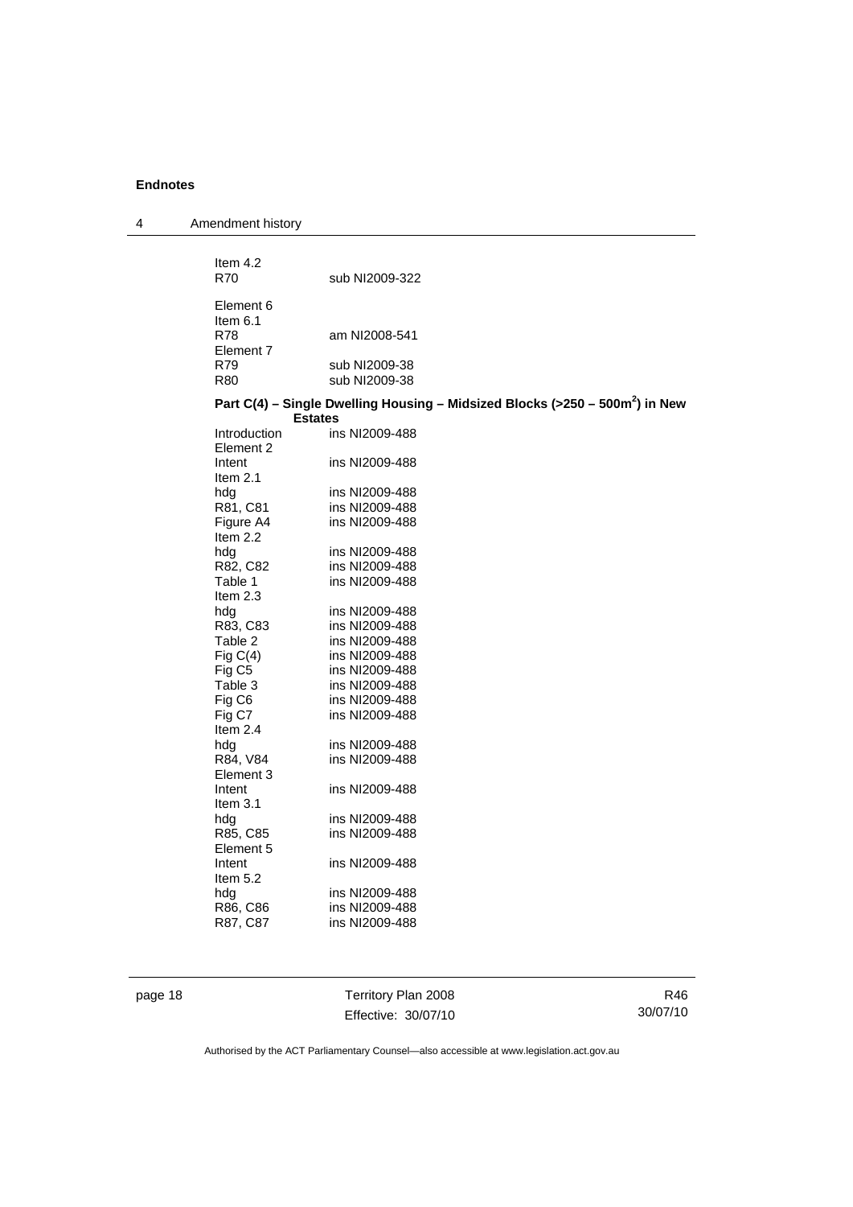Item 4.2
R70 sub NI2009-322

Element 6
Item 6.1
R78 am NI2008-541
Element 7
R79 sub NI2009-38
R80 sub NI2009-38

**Part C(4) – Single Dwelling Housing – Midsized Blocks (>250 – 500m$^2$) in New Estates**

Introduction ins NI2009-488
Element 2
Intent ins NI2009-488
Item 2.1
hdg ins NI2009-488
R81, C81 ins NI2009-488
Figure A4 ins NI2009-488
Item 2.2
hdg ins NI2009-488
R82, C82 ins NI2009-488
Table 1 ins NI2009-488
Item 2.3
hdg ins NI2009-488
R83, C83 ins NI2009-488
Table 2 ins NI2009-488
Fig C(4) ins NI2009-488
Fig C5 ins NI2009-488
Table 3 ins NI2009-488
Fig C6 ins NI2009-488
Fig C7 ins NI2009-488
Item 2.4
hdg ins NI2009-488
R84, V84 ins NI2009-488
Element 3
Intent ins NI2009-488
Item 3.1
hdg ins NI2009-488
R85, C85 ins NI2009-488
Element 5
Intent ins NI2009-488
Item 5.2
hdg ins NI2009-488
R86, C86 ins NI2009-488
R87, C87 ins NI2009-488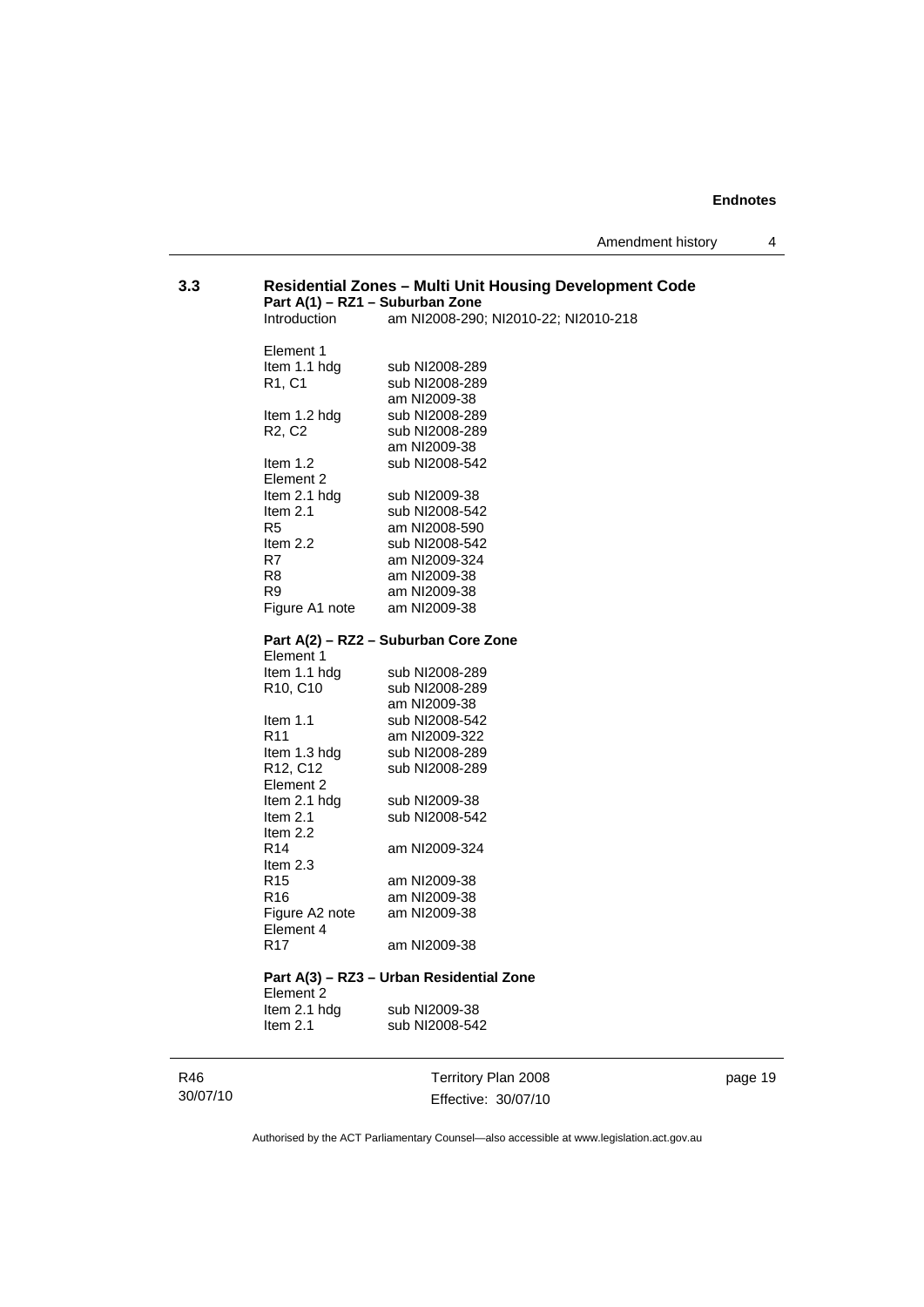## 3.3 Residential Zones – Multi Unit Housing Development Code

**Part A(1) – RZ1 – Suburban Zone**

| | |
|---|---|
| Introduction | am NI2008-290; NI2010-22; NI2010-218 |
| Element 1 | |
| Item 1.1 hdg | sub NI2008-289 |
| R1, C1 | sub NI2008-289 |
| | am NI2009-38 |
| Item 1.2 hdg | sub NI2008-289 |
| R2, C2 | sub NI2008-289 |
| | am NI2009-38 |
| Item 1.2 | sub NI2008-542 |
| Element 2 | |
| Item 2.1 hdg | sub NI2009-38 |
| Item 2.1 | sub NI2008-542 |
| R5 | am NI2008-590 |
| Item 2.2 | sub NI2008-542 |
| R7 | am NI2009-324 |
| R8 | am NI2009-38 |
| R9 | am NI2009-38 |
| Figure A1 note | am NI2009-38 |

**Part A(2) – RZ2 – Suburban Core Zone**

| | |
|---|---|
| Element 1 | |
| Item 1.1 hdg | sub NI2008-289 |
| R10, C10 | sub NI2008-289 |
| | am NI2009-38 |
| Item 1.1 | sub NI2008-542 |
| R11 | am NI2009-322 |
| Item 1.3 hdg | sub NI2008-289 |
| R12, C12 | sub NI2008-289 |
| Element 2 | |
| Item 2.1 hdg | sub NI2009-38 |
| Item 2.1 | sub NI2008-542 |
| Item 2.2 | |
| R14 | am NI2009-324 |
| Item 2.3 | |
| R15 | am NI2009-38 |
| R16 | am NI2009-38 |
| Figure A2 note | am NI2009-38 |
| Element 4 | |
| R17 | am NI2009-38 |

**Part A(3) – RZ3 – Urban Residential Zone**

| | |
|---|---|
| Element 2 | |
| Item 2.1 hdg | sub NI2009-38 |
| Item 2.1 | sub NI2008-542 |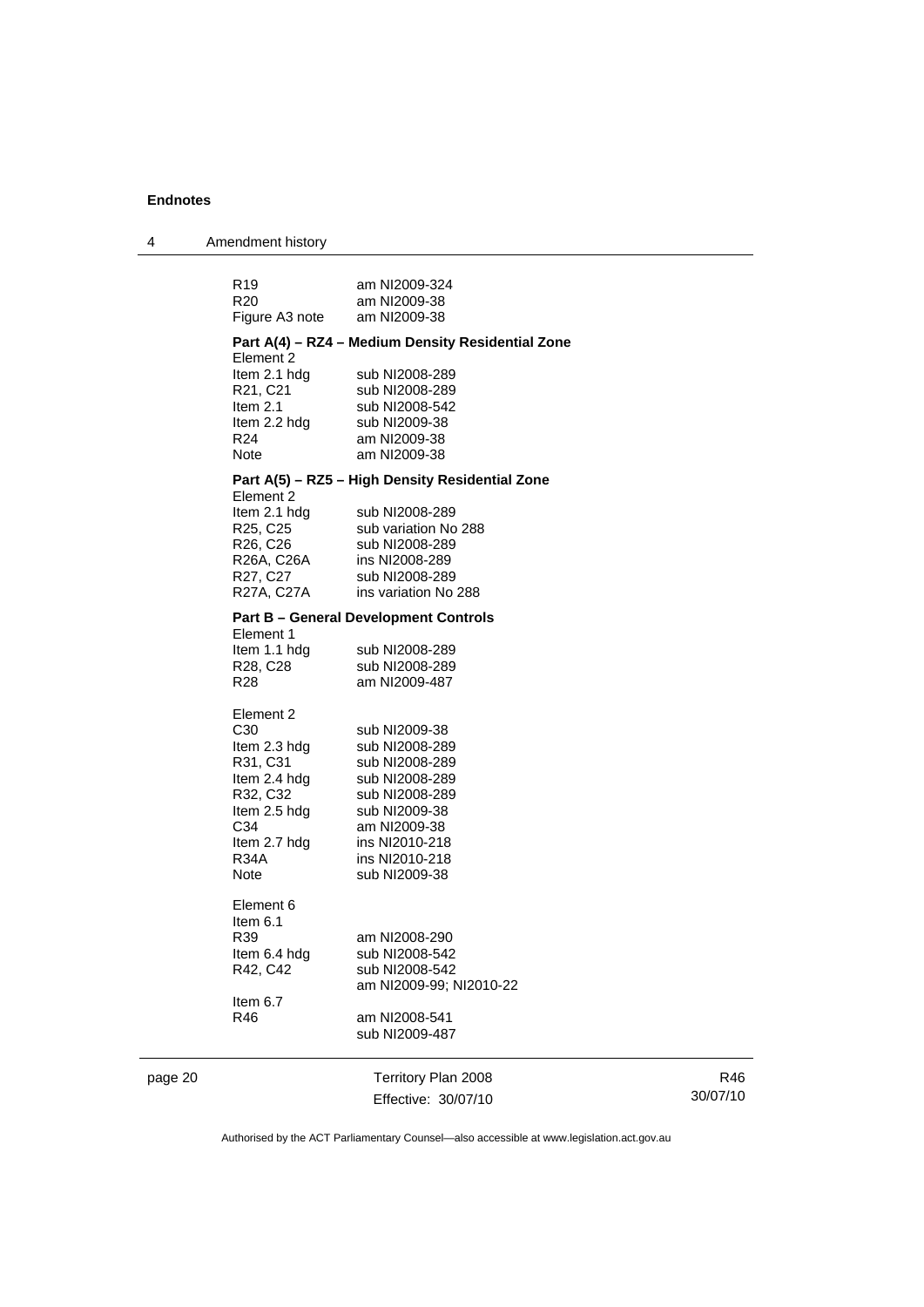| | |
|---|---|
| R19 | am NI2009-324 |
| R20 | am NI2009-38 |
| Figure A3 note | am NI2009-38 |

**Part A(4) – RZ4 – Medium Density Residential Zone**

| | |
|---|---|
| Element 2 | |
| Item 2.1 hdg | sub NI2008-289 |
| R21, C21 | sub NI2008-289 |
| Item 2.1 | sub NI2008-542 |
| Item 2.2 hdg | sub NI2009-38 |
| R24 | am NI2009-38 |
| Note | am NI2009-38 |

**Part A(5) – RZ5 – High Density Residential Zone**

| | |
|---|---|
| Element 2 | |
| Item 2.1 hdg | sub NI2008-289 |
| R25, C25 | sub variation No 288 |
| R26, C26 | sub NI2008-289 |
| R26A, C26A | ins NI2008-289 |
| R27, C27 | sub NI2008-289 |
| R27A, C27A | ins variation No 288 |

**Part B – General Development Controls**

| | |
|---|---|
| Element 1 | |
| Item 1.1 hdg | sub NI2008-289 |
| R28, C28 | sub NI2008-289 |
| R28 | am NI2009-487 |
| | |
| Element 2 | |
| C30 | sub NI2009-38 |
| Item 2.3 hdg | sub NI2008-289 |
| R31, C31 | sub NI2008-289 |
| Item 2.4 hdg | sub NI2008-289 |
| R32, C32 | sub NI2008-289 |
| Item 2.5 hdg | sub NI2009-38 |
| C34 | am NI2009-38 |
| Item 2.7 hdg | ins NI2010-218 |
| R34A | ins NI2010-218 |
| Note | sub NI2009-38 |
| | |
| Element 6 | |
| Item 6.1 | |
| R39 | am NI2008-290 |
| Item 6.4 hdg | sub NI2008-542 |
| R42, C42 | sub NI2008-542 |
| | am NI2009-99; NI2010-22 |
| Item 6.7 | |
| R46 | am NI2008-541 |
| | sub NI2009-487 |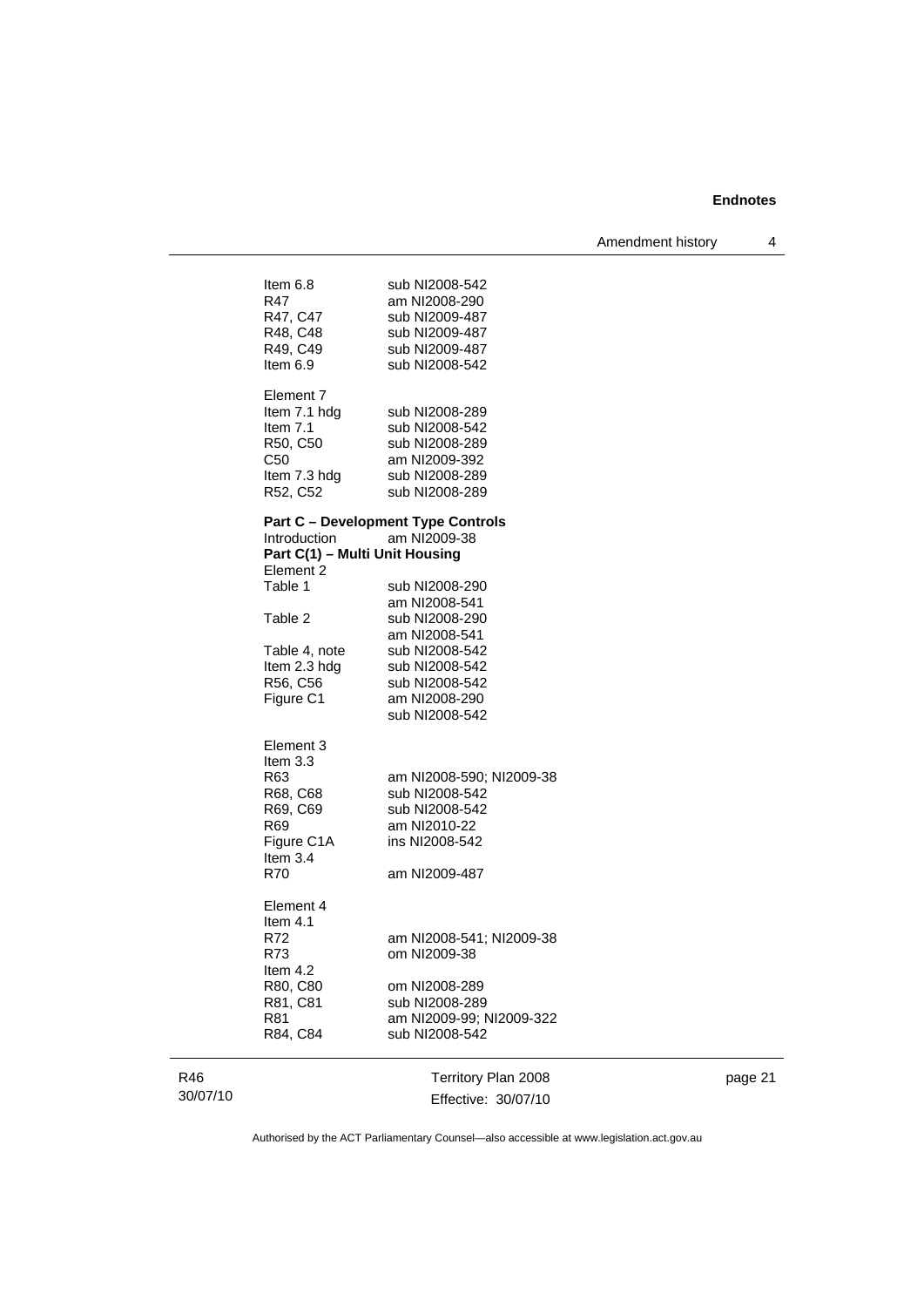| | |
|---|---|
| Item 6.8 | sub NI2008-542 |
| R47 | am NI2008-290 |
| R47, C47 | sub NI2009-487 |
| R48, C48 | sub NI2009-487 |
| R49, C49 | sub NI2009-487 |
| Item 6.9 | sub NI2008-542 |
| | |
| Element 7 | |
| Item 7.1 hdg | sub NI2008-289 |
| Item 7.1 | sub NI2008-542 |
| R50, C50 | sub NI2008-289 |
| C50 | am NI2009-392 |
| Item 7.3 hdg | sub NI2008-289 |
| R52, C52 | sub NI2008-289 |

**Part C – Development Type Controls**

| | |
|---|---|
| Introduction | am NI2009-38 |

**Part C(1) – Multi Unit Housing**

| | |
|---|---|
| Element 2 | |
| Table 1 | sub NI2008-290 |
| | am NI2008-541 |
| Table 2 | sub NI2008-290 |
| | am NI2008-541 |
| Table 4, note | sub NI2008-542 |
| Item 2.3 hdg | sub NI2008-542 |
| R56, C56 | sub NI2008-542 |
| Figure C1 | am NI2008-290 |
| | sub NI2008-542 |
| | |
| Element 3 | |
| Item 3.3 | |
| R63 | am NI2008-590; NI2009-38 |
| R68, C68 | sub NI2008-542 |
| R69, C69 | sub NI2008-542 |
| R69 | am NI2010-22 |
| Figure C1A | ins NI2008-542 |
| Item 3.4 | |
| R70 | am NI2009-487 |
| | |
| Element 4 | |
| Item 4.1 | |
| R72 | am NI2008-541; NI2009-38 |
| R73 | om NI2009-38 |
| Item 4.2 | |
| R80, C80 | om NI2008-289 |
| R81, C81 | sub NI2008-289 |
| R81 | am NI2009-99; NI2009-322 |
| R84, C84 | sub NI2008-542 |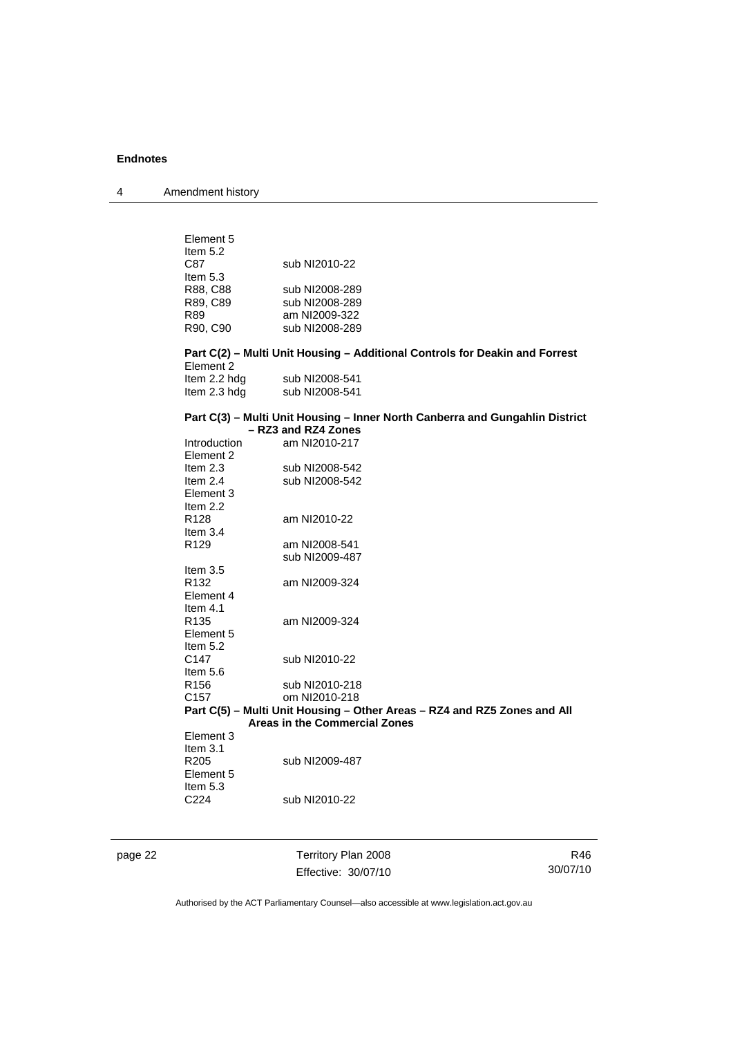Element 5
Item 5.2
C87 sub NI2010-22
Item 5.3
R88, C88 sub NI2008-289
R89, C89 sub NI2008-289
R89 am NI2009-322
R90, C90 sub NI2008-289

**Part C(2) – Multi Unit Housing – Additional Controls for Deakin and Forrest**

Element 2
Item 2.2 hdg sub NI2008-541
Item 2.3 hdg sub NI2008-541

**Part C(3) – Multi Unit Housing – Inner North Canberra and Gungahlin District – RZ3 and RZ4 Zones**

Introduction am NI2010-217
Element 2
Item 2.3 sub NI2008-542
Item 2.4 sub NI2008-542
Element 3
Item 2.2
R128 am NI2010-22
Item 3.4
R129 am NI2008-541
sub NI2009-487
Item 3.5
R132 am NI2009-324
Element 4
Item 4.1
R135 am NI2009-324
Element 5
Item 5.2
C147 sub NI2010-22
Item 5.6
R156 sub NI2010-218
C157 om NI2010-218

**Part C(5) – Multi Unit Housing – Other Areas – RZ4 and RZ5 Zones and All Areas in the Commercial Zones**

Element 3
Item 3.1
R205 sub NI2009-487
Element 5
Item 5.3
C224 sub NI2010-22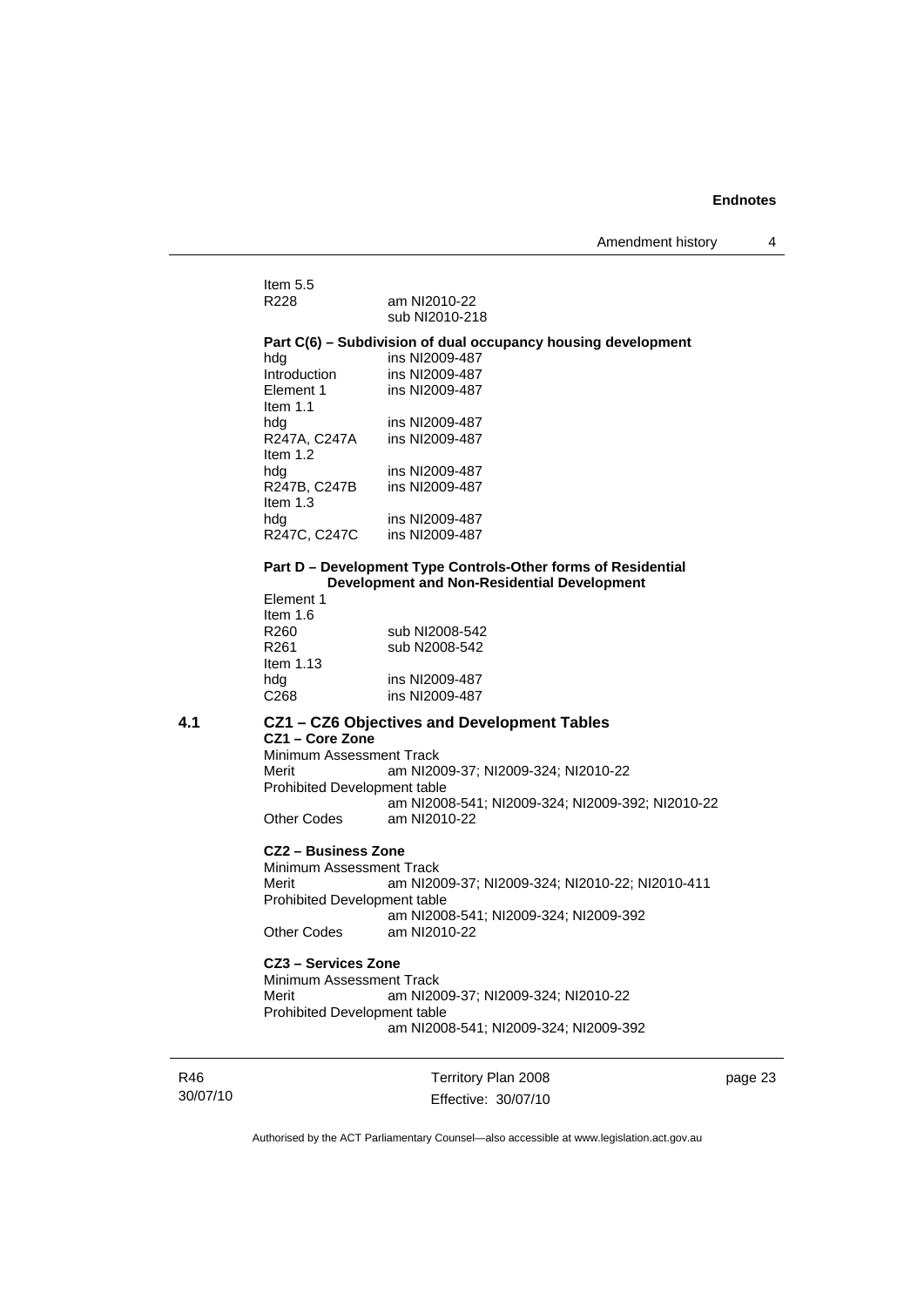Item 5.5

R228 am NI2010-22
sub NI2010-218

**Part C(6) – Subdivision of dual occupancy housing development**

hdg ins NI2009-487
Introduction ins NI2009-487
Element 1 ins NI2009-487
Item 1.1
hdg ins NI2009-487
R247A, C247A ins NI2009-487
Item 1.2
hdg ins NI2009-487
R247B, C247B ins NI2009-487
Item 1.3
hdg ins NI2009-487
R247C, C247C ins NI2009-487

**Part D – Development Type Controls-Other forms of Residential Development and Non-Residential Development**

Element 1
Item 1.6
R260 sub NI2008-542
R261 sub N2008-542
Item 1.13
hdg ins NI2009-487
C268 ins NI2009-487

## 4.1 CZ1 – CZ6 Objectives and Development Tables

**CZ1 – Core Zone**

Minimum Assessment Track
Merit am NI2009-37; NI2009-324; NI2010-22
Prohibited Development table
am NI2008-541; NI2009-324; NI2009-392; NI2010-22
Other Codes am NI2010-22

**CZ2 – Business Zone**

Minimum Assessment Track
Merit am NI2009-37; NI2009-324; NI2010-22; NI2010-411
Prohibited Development table
am NI2008-541; NI2009-324; NI2009-392
Other Codes am NI2010-22

**CZ3 – Services Zone**

Minimum Assessment Track
Merit am NI2009-37; NI2009-324; NI2010-22
Prohibited Development table
am NI2008-541; NI2009-324; NI2009-392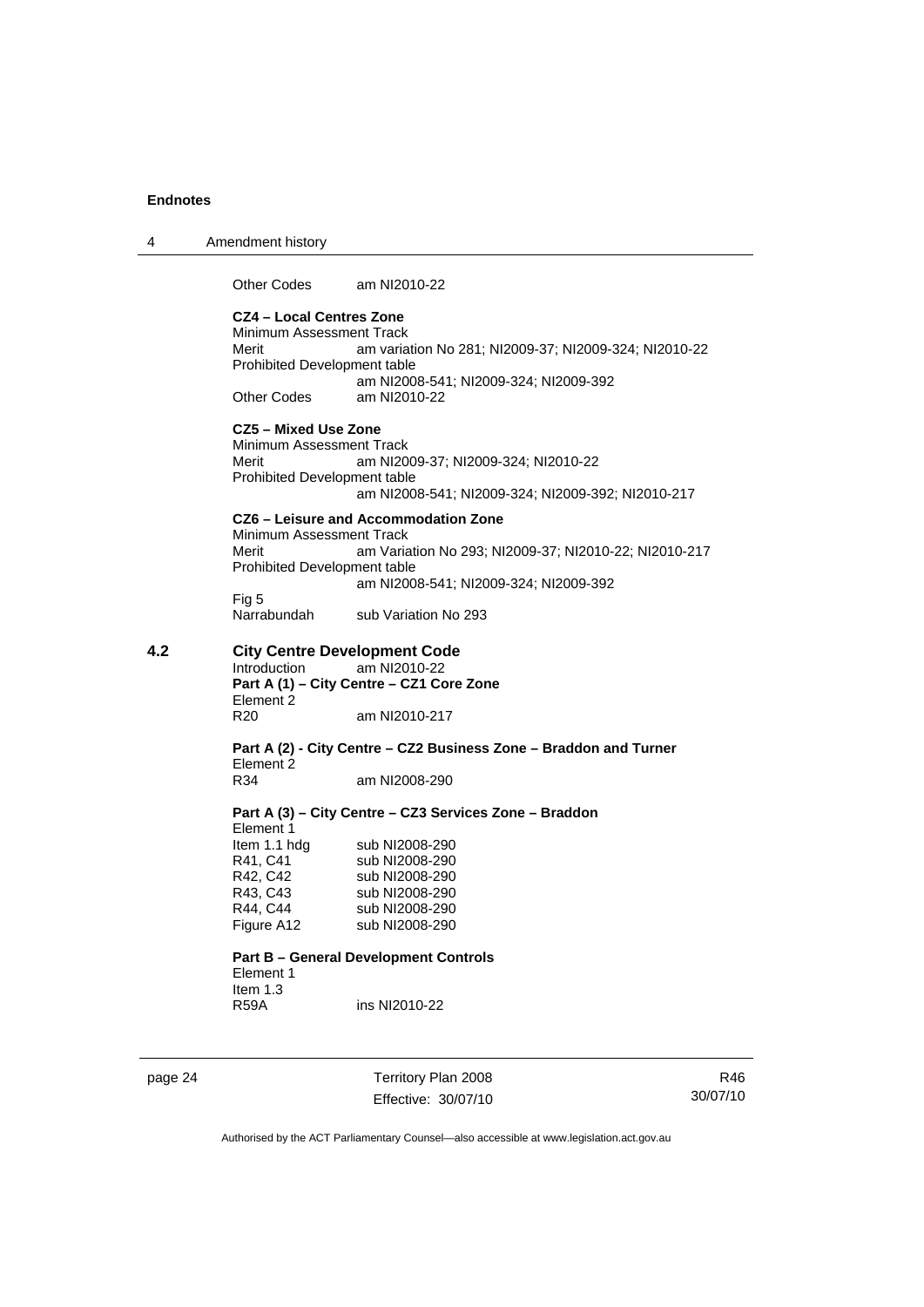Other Codes am NI2010-22

**CZ4 – Local Centres Zone**

Minimum Assessment Track

Merit am variation No 281; NI2009-37; NI2009-324; NI2010-22

Prohibited Development table

am NI2008-541; NI2009-324; NI2009-392

Other Codes am NI2010-22

**CZ5 – Mixed Use Zone**

Minimum Assessment Track

Merit am NI2009-37; NI2009-324; NI2010-22

Prohibited Development table

am NI2008-541; NI2009-324; NI2009-392; NI2010-217

**CZ6 – Leisure and Accommodation Zone**

Minimum Assessment Track

Merit am Variation No 293; NI2009-37; NI2010-22; NI2010-217

Prohibited Development table

am NI2008-541; NI2009-324; NI2009-392

Fig 5

Narrabundah sub Variation No 293

## 4.2 City Centre Development Code

Introduction am NI2010-22

**Part A (1) – City Centre – CZ1 Core Zone**

Element 2

R20 am NI2010-217

**Part A (2) - City Centre – CZ2 Business Zone – Braddon and Turner**

Element 2

R34 am NI2008-290

**Part A (3) – City Centre – CZ3 Services Zone – Braddon**

Element 1

Item 1.1 hdg sub NI2008-290

R41, C41 sub NI2008-290

R42, C42 sub NI2008-290

R43, C43 sub NI2008-290

R44, C44 sub NI2008-290

Figure A12 sub NI2008-290

**Part B – General Development Controls**

Element 1

Item 1.3

R59A ins NI2010-22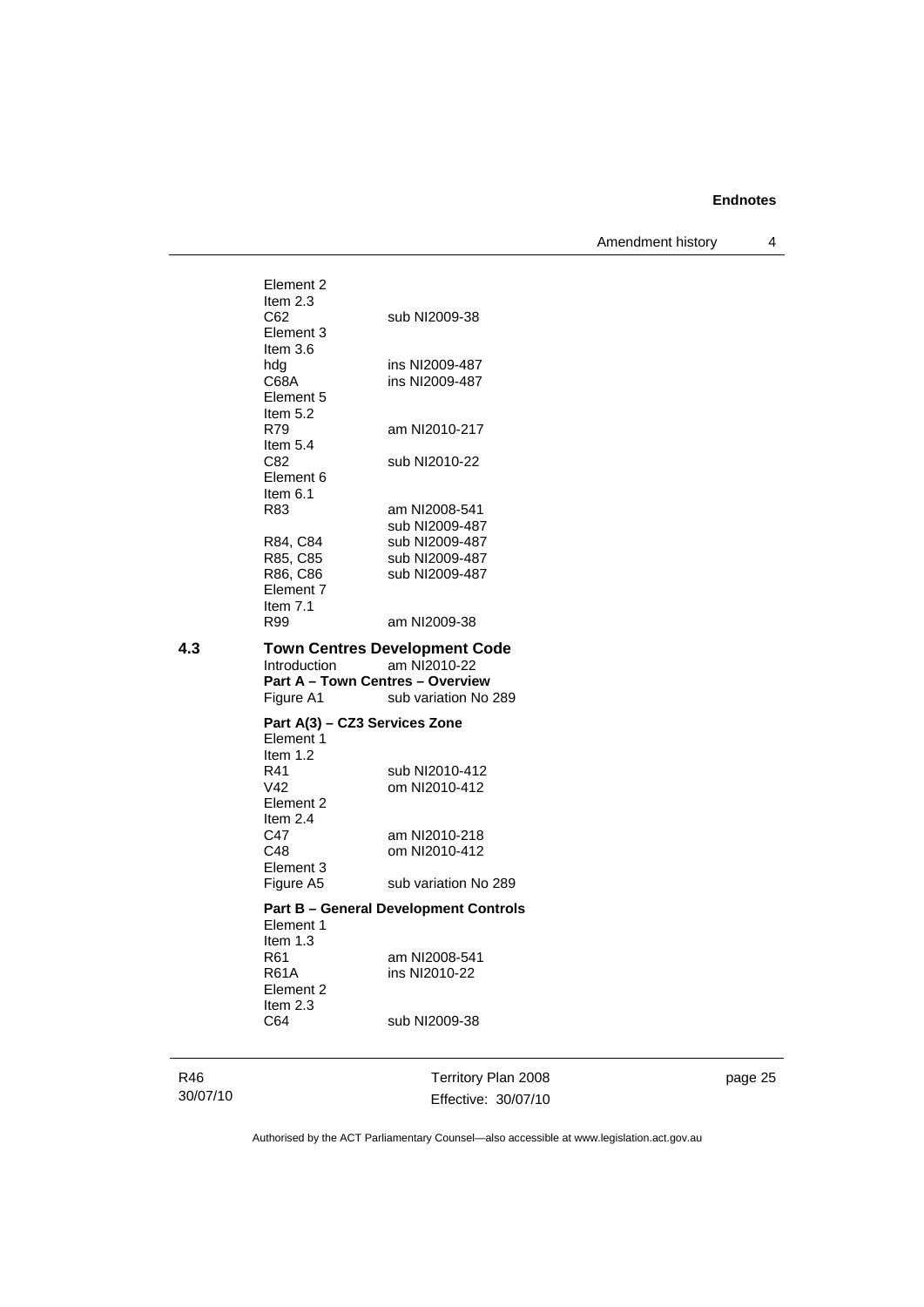Element 2
Item 2.3
C62 sub NI2009-38
Element 3
Item 3.6
hdg ins NI2009-487
C68A ins NI2009-487
Element 5
Item 5.2
R79 am NI2010-217
Item 5.4
C82 sub NI2010-22
Element 6
Item 6.1
R83 am NI2008-541
sub NI2009-487
R84, C84 sub NI2009-487
R85, C85 sub NI2009-487
R86, C86 sub NI2009-487
Element 7
Item 7.1
R99 am NI2009-38

**4.3 Town Centres Development Code**

Introduction am NI2010-22

**Part A – Town Centres – Overview**

Figure A1 sub variation No 289

**Part A(3) – CZ3 Services Zone**

Element 1
Item 1.2
R41 sub NI2010-412
V42 om NI2010-412
Element 2
Item 2.4
C47 am NI2010-218
C48 om NI2010-412
Element 3
Figure A5 sub variation No 289

**Part B – General Development Controls**

Element 1
Item 1.3
R61 am NI2008-541
R61A ins NI2010-22
Element 2
Item 2.3
C64 sub NI2009-38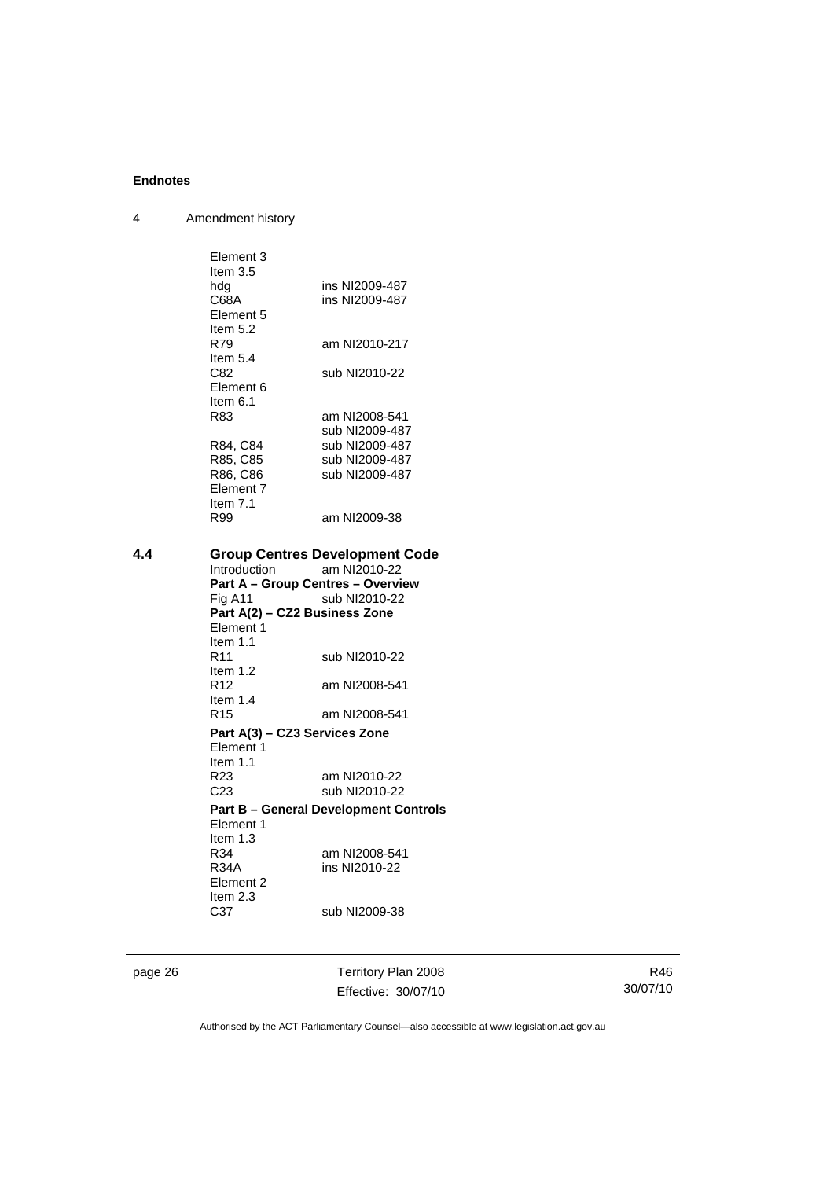Element 3
Item 3.5
hdg ins NI2009-487
C68A ins NI2009-487
Element 5
Item 5.2
R79 am NI2010-217
Item 5.4
C82 sub NI2010-22
Element 6
Item 6.1
R83 am NI2008-541
sub NI2009-487
R84, C84 sub NI2009-487
R85, C85 sub NI2009-487
R86, C86 sub NI2009-487
Element 7
Item 7.1
R99 am NI2009-38

### 4.4 Group Centres Development Code

Introduction am NI2010-22

**Part A – Group Centres – Overview**

Fig A11 sub NI2010-22

**Part A(2) – CZ2 Business Zone**

Element 1
Item 1.1
R11 sub NI2010-22
Item 1.2
R12 am NI2008-541
Item 1.4
R15 am NI2008-541

**Part A(3) – CZ3 Services Zone**

Element 1
Item 1.1
R23 am NI2010-22
C23 sub NI2010-22

**Part B – General Development Controls**

Element 1
Item 1.3
R34 am NI2008-541
R34A ins NI2010-22
Element 2
Item 2.3
C37 sub NI2009-38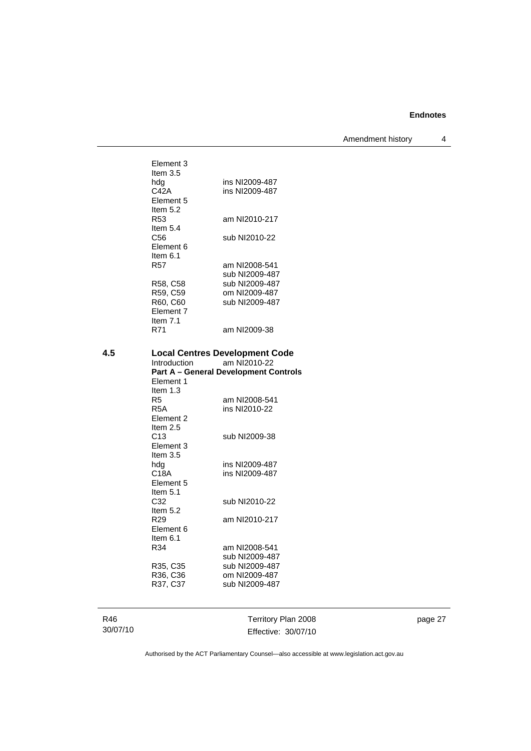Element 3
Item 3.5
hdg ins NI2009-487
C42A ins NI2009-487
Element 5
Item 5.2
R53 am NI2010-217
Item 5.4
C56 sub NI2010-22
Element 6
Item 6.1
R57 am NI2008-541
 sub NI2009-487
R58, C58 sub NI2009-487
R59, C59 om NI2009-487
R60, C60 sub NI2009-487
Element 7
Item 7.1
R71 am NI2009-38

### 4.5 Local Centres Development Code

Introduction am NI2010-22

**Part A – General Development Controls**

Element 1
Item 1.3
R5 am NI2008-541
R5A ins NI2010-22
Element 2
Item 2.5
C13 sub NI2009-38
Element 3
Item 3.5
hdg ins NI2009-487
C18A ins NI2009-487
Element 5
Item 5.1
C32 sub NI2010-22
Item 5.2
R29 am NI2010-217
Element 6
Item 6.1
R34 am NI2008-541
 sub NI2009-487
R35, C35 sub NI2009-487
R36, C36 om NI2009-487
R37, C37 sub NI2009-487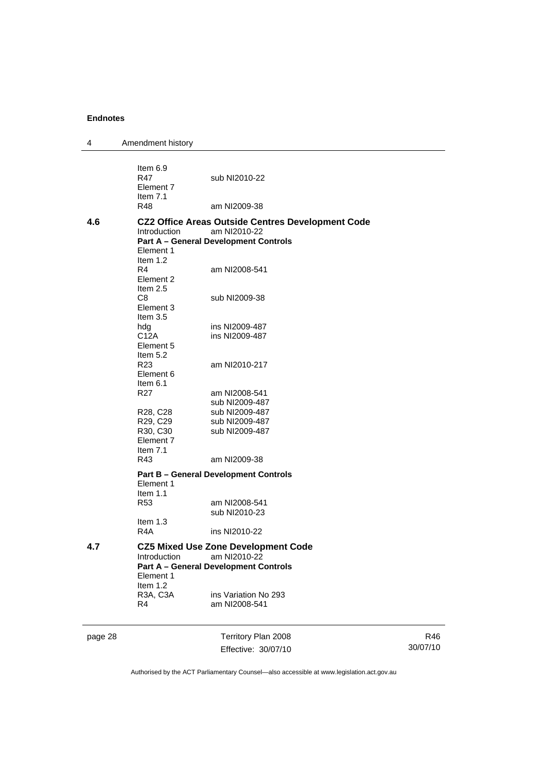Item 6.9
R47 sub NI2010-22
Element 7
Item 7.1
R48 am NI2009-38

**4.6 CZ2 Office Areas Outside Centres Development Code**

Introduction am NI2010-22

**Part A – General Development Controls**

Element 1
Item 1.2
R4 am NI2008-541
Element 2
Item 2.5
C8 sub NI2009-38
Element 3
Item 3.5
hdg ins NI2009-487
C12A ins NI2009-487
Element 5
Item 5.2
R23 am NI2010-217
Element 6
Item 6.1
R27 am NI2008-541
sub NI2009-487
R28, C28 sub NI2009-487
R29, C29 sub NI2009-487
R30, C30 sub NI2009-487
Element 7
Item 7.1
R43 am NI2009-38

**Part B – General Development Controls**

Element 1
Item 1.1
R53 am NI2008-541
sub NI2010-23
Item 1.3
R4A ins NI2010-22

**4.7 CZ5 Mixed Use Zone Development Code**

Introduction am NI2010-22

**Part A – General Development Controls**

Element 1
Item 1.2
R3A, C3A ins Variation No 293
R4 am NI2008-541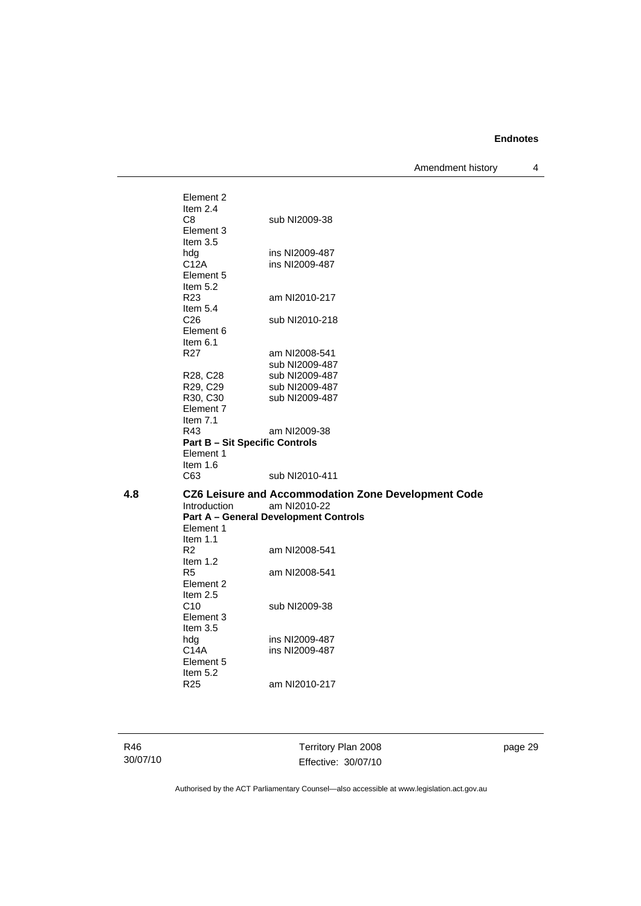Element 2
Item 2.4
C8 sub NI2009-38
Element 3
Item 3.5
hdg ins NI2009-487
C12A ins NI2009-487
Element 5
Item 5.2
R23 am NI2010-217
Item 5.4
C26 sub NI2010-218
Element 6
Item 6.1
R27 am NI2008-541
sub NI2009-487
R28, C28 sub NI2009-487
R29, C29 sub NI2009-487
R30, C30 sub NI2009-487
Element 7
Item 7.1
R43 am NI2009-38
**Part B – Sit Specific Controls**
Element 1
Item 1.6
C63 sub NI2010-411

## 4.8 CZ6 Leisure and Accommodation Zone Development Code

Introduction am NI2010-22
**Part A – General Development Controls**
Element 1
Item 1.1
R2 am NI2008-541
Item 1.2
R5 am NI2008-541
Element 2
Item 2.5
C10 sub NI2009-38
Element 3
Item 3.5
hdg ins NI2009-487
C14A ins NI2009-487
Element 5
Item 5.2
R25 am NI2010-217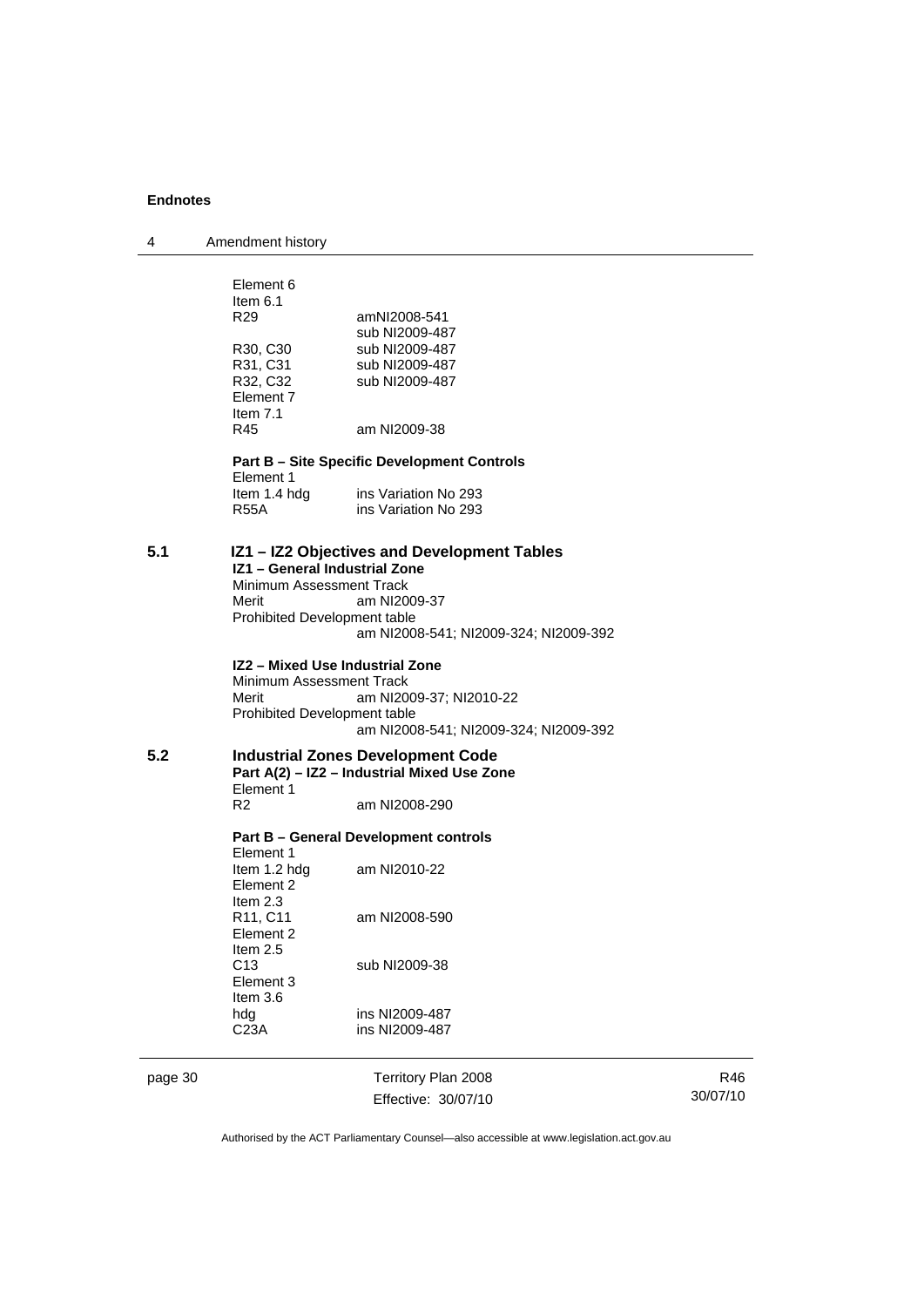Element 6
Item 6.1

| | |
|---|---|
| R29 | amNI2008-541 |
| | sub NI2009-487 |
| R30, C30 | sub NI2009-487 |
| R31, C31 | sub NI2009-487 |
| R32, C32 | sub NI2009-487 |

Element 7
Item 7.1

| | |
|---|---|
| R45 | am NI2009-38 |

**Part B – Site Specific Development Controls**

Element 1

| | |
|---|---|
| Item 1.4 hdg | ins Variation No 293 |
| R55A | ins Variation No 293 |

## 5.1 IZ1 – IZ2 Objectives and Development Tables

**IZ1 – General Industrial Zone**

Minimum Assessment Track
Merit am NI2009-37
Prohibited Development table
am NI2008-541; NI2009-324; NI2009-392

**IZ2 – Mixed Use Industrial Zone**

Minimum Assessment Track
Merit am NI2009-37; NI2010-22
Prohibited Development table
am NI2008-541; NI2009-324; NI2009-392

## 5.2 Industrial Zones Development Code

**Part A(2) – IZ2 – Industrial Mixed Use Zone**

Element 1

| | |
|---|---|
| R2 | am NI2008-290 |

**Part B – General Development controls**

Element 1

| | |
|---|---|
| Item 1.2 hdg | am NI2010-22 |

Element 2
Item 2.3

| | |
|---|---|
| R11, C11 | am NI2008-590 |

Element 2
Item 2.5

| | |
|---|---|
| C13 | sub NI2009-38 |

Element 3
Item 3.6

| | |
|---|---|
| hdg | ins NI2009-487 |
| C23A | ins NI2009-487 |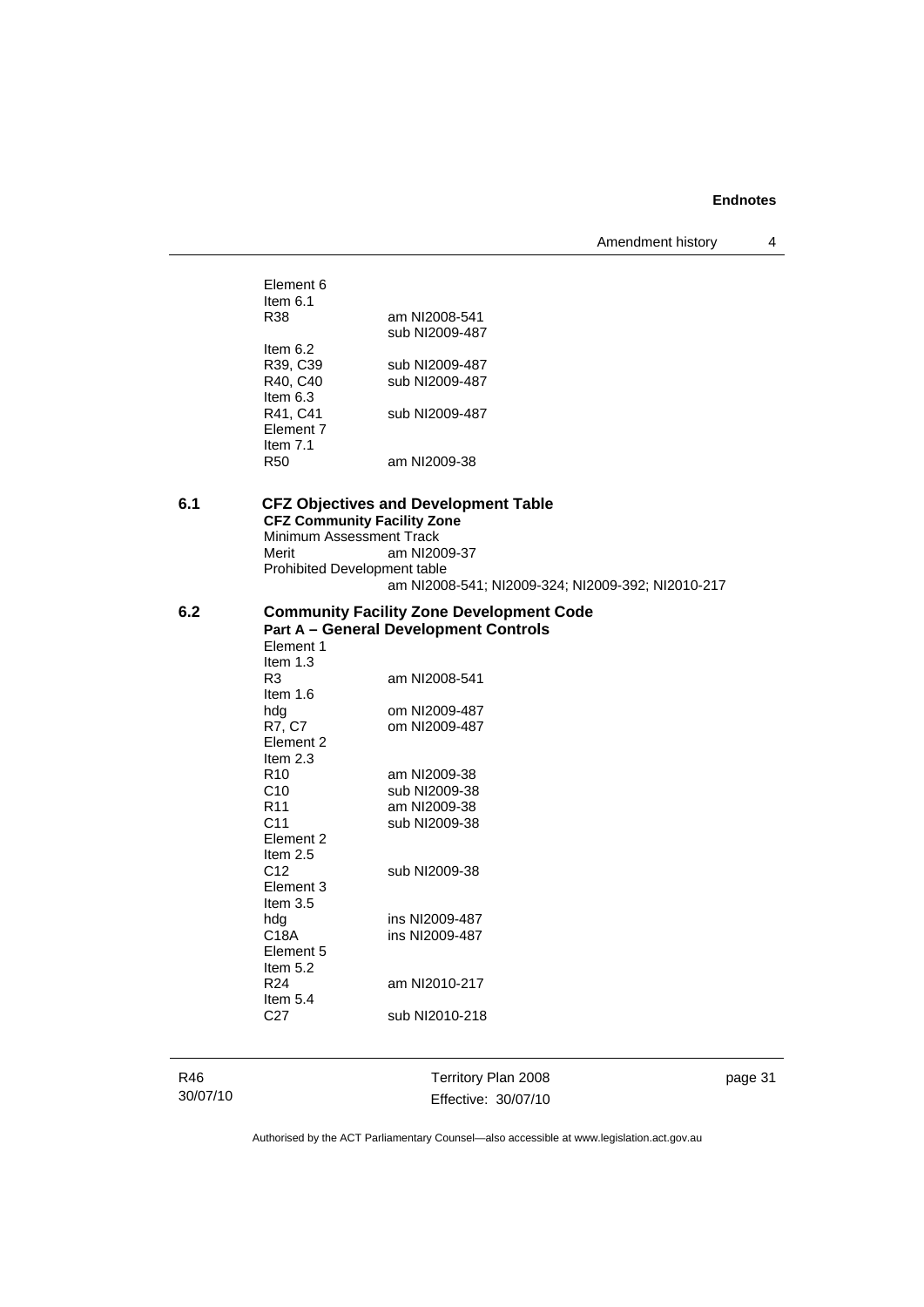Element 6
Item 6.1
R38 am NI2008-541
sub NI2009-487
Item 6.2
R39, C39 sub NI2009-487
R40, C40 sub NI2009-487
Item 6.3
R41, C41 sub NI2009-487
Element 7
Item 7.1
R50 am NI2009-38

## 6.1 CFZ Objectives and Development Table

**CFZ Community Facility Zone**
Minimum Assessment Track
Merit am NI2009-37
Prohibited Development table
am NI2008-541; NI2009-324; NI2009-392; NI2010-217

## 6.2 Community Facility Zone Development Code

**Part A – General Development Controls**
Element 1
Item 1.3
R3 am NI2008-541
Item 1.6
hdg om NI2009-487
R7, C7 om NI2009-487
Element 2
Item 2.3
R10 am NI2009-38
C10 sub NI2009-38
R11 am NI2009-38
C11 sub NI2009-38
Element 2
Item 2.5
C12 sub NI2009-38
Element 3
Item 3.5
hdg ins NI2009-487
C18A ins NI2009-487
Element 5
Item 5.2
R24 am NI2010-217
Item 5.4
C27 sub NI2010-218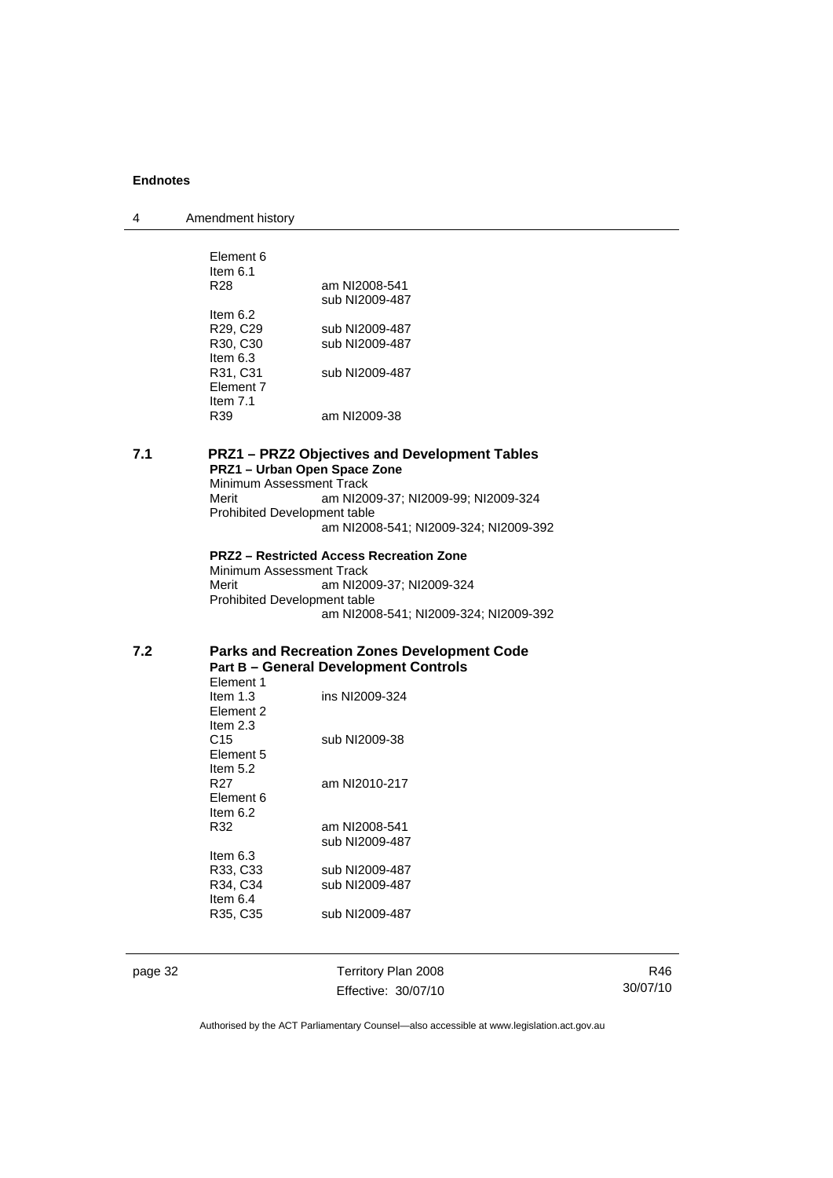Element 6
Item 6.1
R28 am NI2008-541
sub NI2009-487
Item 6.2
R29, C29 sub NI2009-487
R30, C30 sub NI2009-487
Item 6.3
R31, C31 sub NI2009-487
Element 7
Item 7.1
R39 am NI2009-38

## 7.1 PRZ1 – PRZ2 Objectives and Development Tables

**PRZ1 – Urban Open Space Zone**

Minimum Assessment Track
Merit am NI2009-37; NI2009-99; NI2009-324
Prohibited Development table
am NI2008-541; NI2009-324; NI2009-392

**PRZ2 – Restricted Access Recreation Zone**

Minimum Assessment Track
Merit am NI2009-37; NI2009-324
Prohibited Development table
am NI2008-541; NI2009-324; NI2009-392

## 7.2 Parks and Recreation Zones Development Code

**Part B – General Development Controls**

Element 1
Item 1.3 ins NI2009-324
Element 2
Item 2.3
C15 sub NI2009-38
Element 5
Item 5.2
R27 am NI2010-217
Element 6
Item 6.2
R32 am NI2008-541
sub NI2009-487
Item 6.3
R33, C33 sub NI2009-487
R34, C34 sub NI2009-487
Item 6.4
R35, C35 sub NI2009-487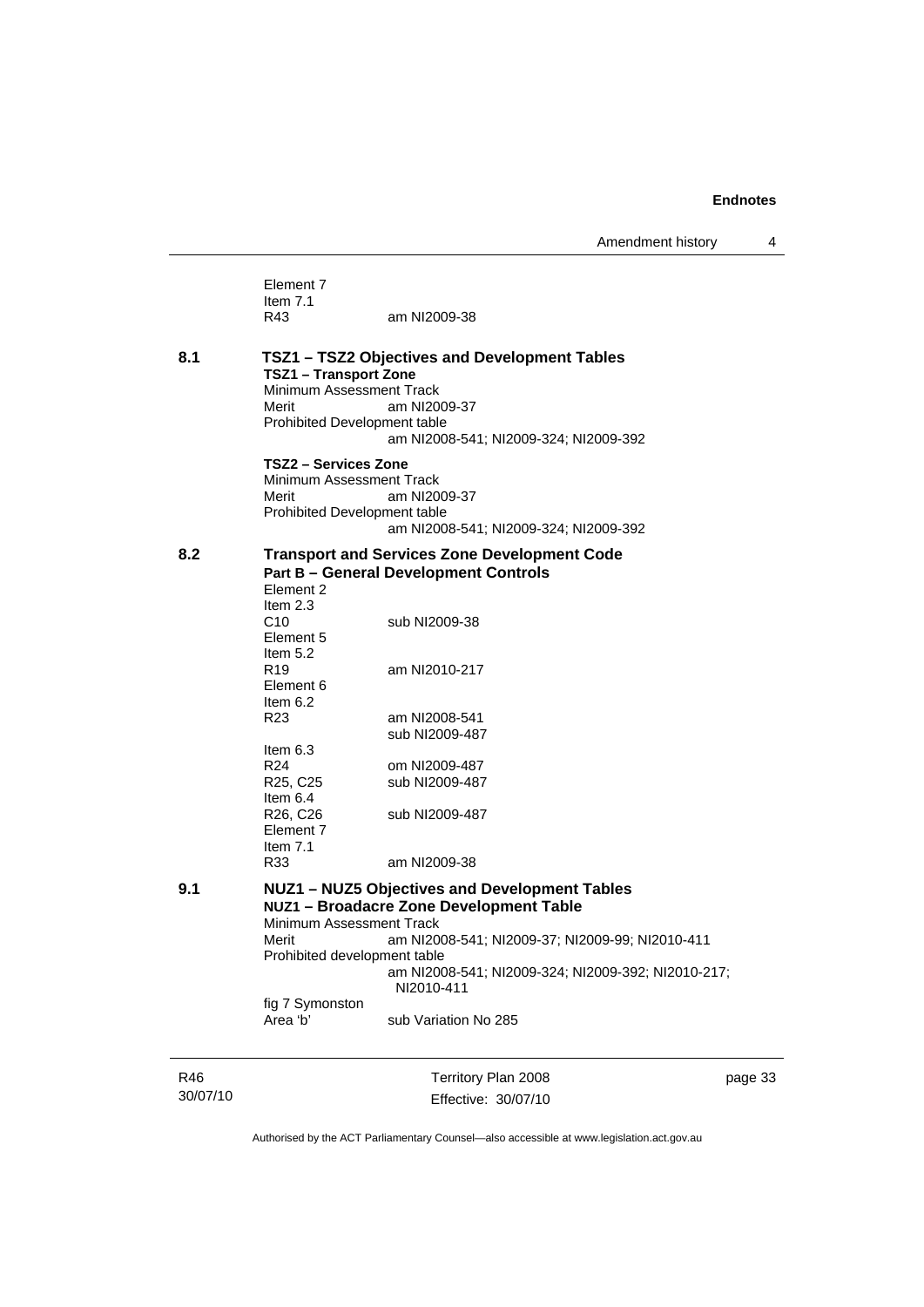Element 7
Item 7.1
R43 am NI2009-38

**8.1 TSZ1 – TSZ2 Objectives and Development Tables**

**TSZ1 – Transport Zone**

Minimum Assessment Track
Merit am NI2009-37
Prohibited Development table
am NI2008-541; NI2009-324; NI2009-392

**TSZ2 – Services Zone**

Minimum Assessment Track
Merit am NI2009-37
Prohibited Development table
am NI2008-541; NI2009-324; NI2009-392

**8.2 Transport and Services Zone Development Code**

**Part B – General Development Controls**

Element 2
Item 2.3
C10 sub NI2009-38
Element 5
Item 5.2
R19 am NI2010-217
Element 6
Item 6.2
R23 am NI2008-541
sub NI2009-487
Item 6.3
R24 om NI2009-487
R25, C25 sub NI2009-487
Item 6.4
R26, C26 sub NI2009-487
Element 7
Item 7.1
R33 am NI2009-38

**9.1 NUZ1 – NUZ5 Objectives and Development Tables**

**NUZ1 – Broadacre Zone Development Table**

Minimum Assessment Track
Merit am NI2008-541; NI2009-37; NI2009-99; NI2010-411
Prohibited development table
am NI2008-541; NI2009-324; NI2009-392; NI2010-217; NI2010-411
fig 7 Symonston
Area 'b' sub Variation No 285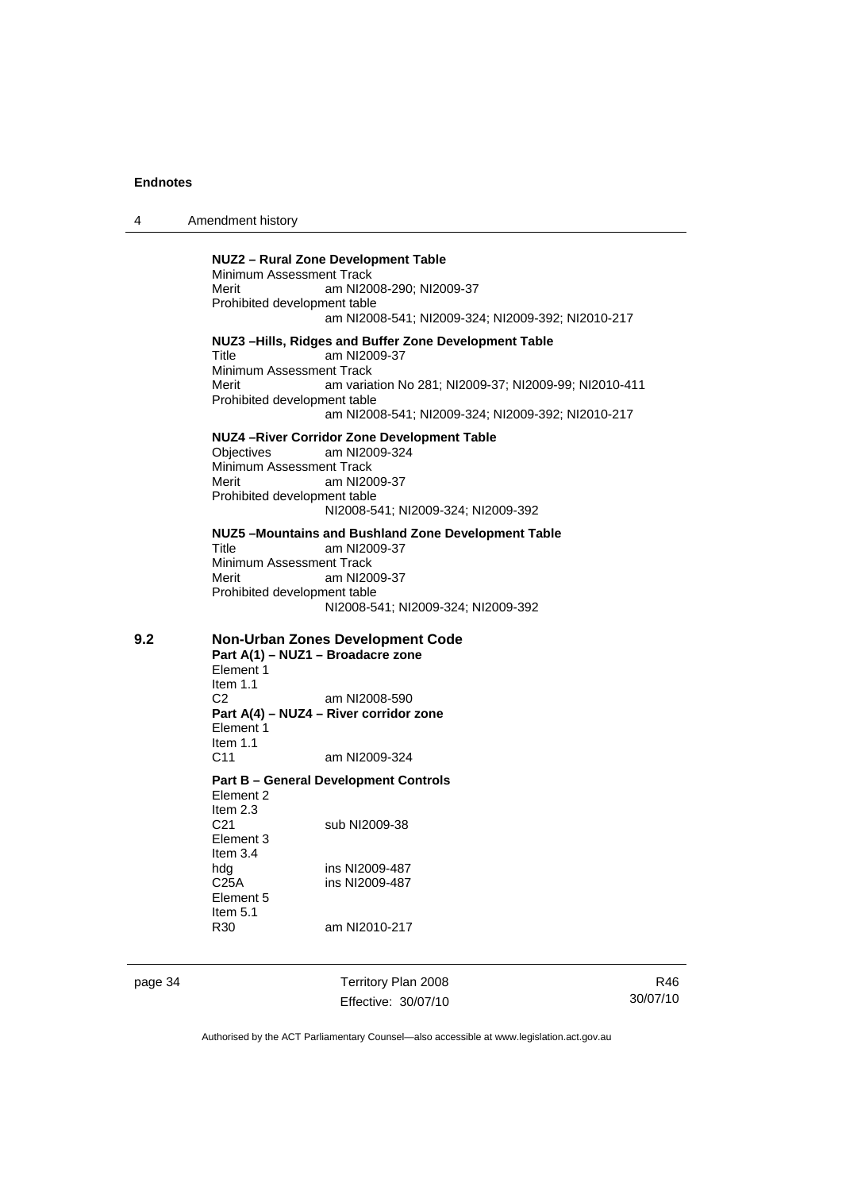**NUZ2 – Rural Zone Development Table**

Minimum Assessment Track
Merit am NI2008-290; NI2009-37
Prohibited development table
am NI2008-541; NI2009-324; NI2009-392; NI2010-217

**NUZ3 –Hills, Ridges and Buffer Zone Development Table**

Title am NI2009-37
Minimum Assessment Track
Merit am variation No 281; NI2009-37; NI2009-99; NI2010-411
Prohibited development table
am NI2008-541; NI2009-324; NI2009-392; NI2010-217

**NUZ4 –River Corridor Zone Development Table**

Objectives am NI2009-324
Minimum Assessment Track
Merit am NI2009-37
Prohibited development table
NI2008-541; NI2009-324; NI2009-392

**NUZ5 –Mountains and Bushland Zone Development Table**

Title am NI2009-37
Minimum Assessment Track
Merit am NI2009-37
Prohibited development table
NI2008-541; NI2009-324; NI2009-392

## 9.2 Non-Urban Zones Development Code

**Part A(1) – NUZ1 – Broadacre zone**
Element 1
Item 1.1
C2 am NI2008-590

**Part A(4) – NUZ4 – River corridor zone**
Element 1
Item 1.1
C11 am NI2009-324

**Part B – General Development Controls**
Element 2
Item 2.3
C21 sub NI2009-38
Element 3
Item 3.4
hdg ins NI2009-487
C25A ins NI2009-487
Element 5
Item 5.1
R30 am NI2010-217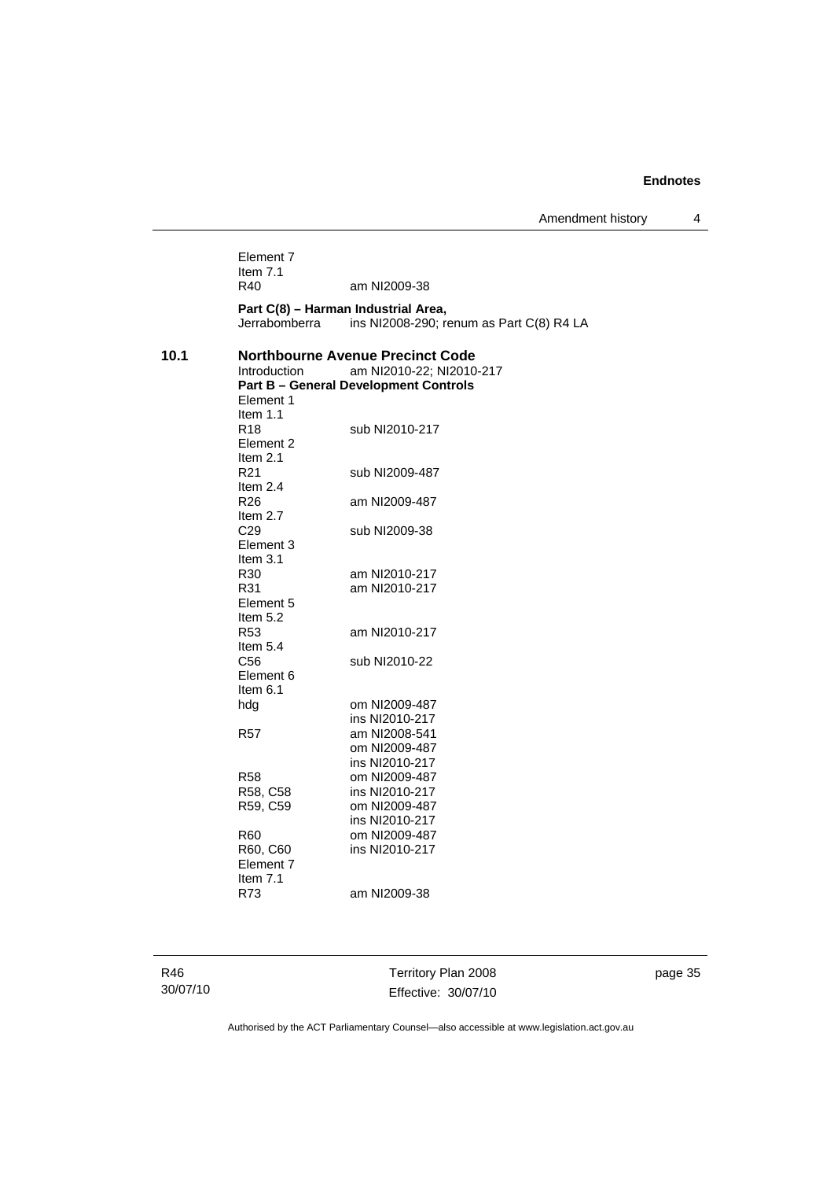Element 7
Item 7.1
R40 am NI2009-38

**Part C(8) – Harman Industrial Area,**
Jerrabomberra ins NI2008-290; renum as Part C(8) R4 LA

**10.1 Northbourne Avenue Precinct Code**

Introduction am NI2010-22; NI2010-217

**Part B – General Development Controls**

Element 1
Item 1.1
R18 sub NI2010-217
Element 2
Item 2.1
R21 sub NI2009-487
Item 2.4
R26 am NI2009-487
Item 2.7
C29 sub NI2009-38
Element 3
Item 3.1
R30 am NI2010-217
R31 am NI2010-217
Element 5
Item 5.2
R53 am NI2010-217
Item 5.4
C56 sub NI2010-22
Element 6
Item 6.1
hdg om NI2009-487
ins NI2010-217
R57 am NI2008-541
om NI2009-487
ins NI2010-217
R58 om NI2009-487
R58, C58 ins NI2010-217
R59, C59 om NI2009-487
ins NI2010-217
R60 om NI2009-487
R60, C60 ins NI2010-217
Element 7
Item 7.1
R73 am NI2009-38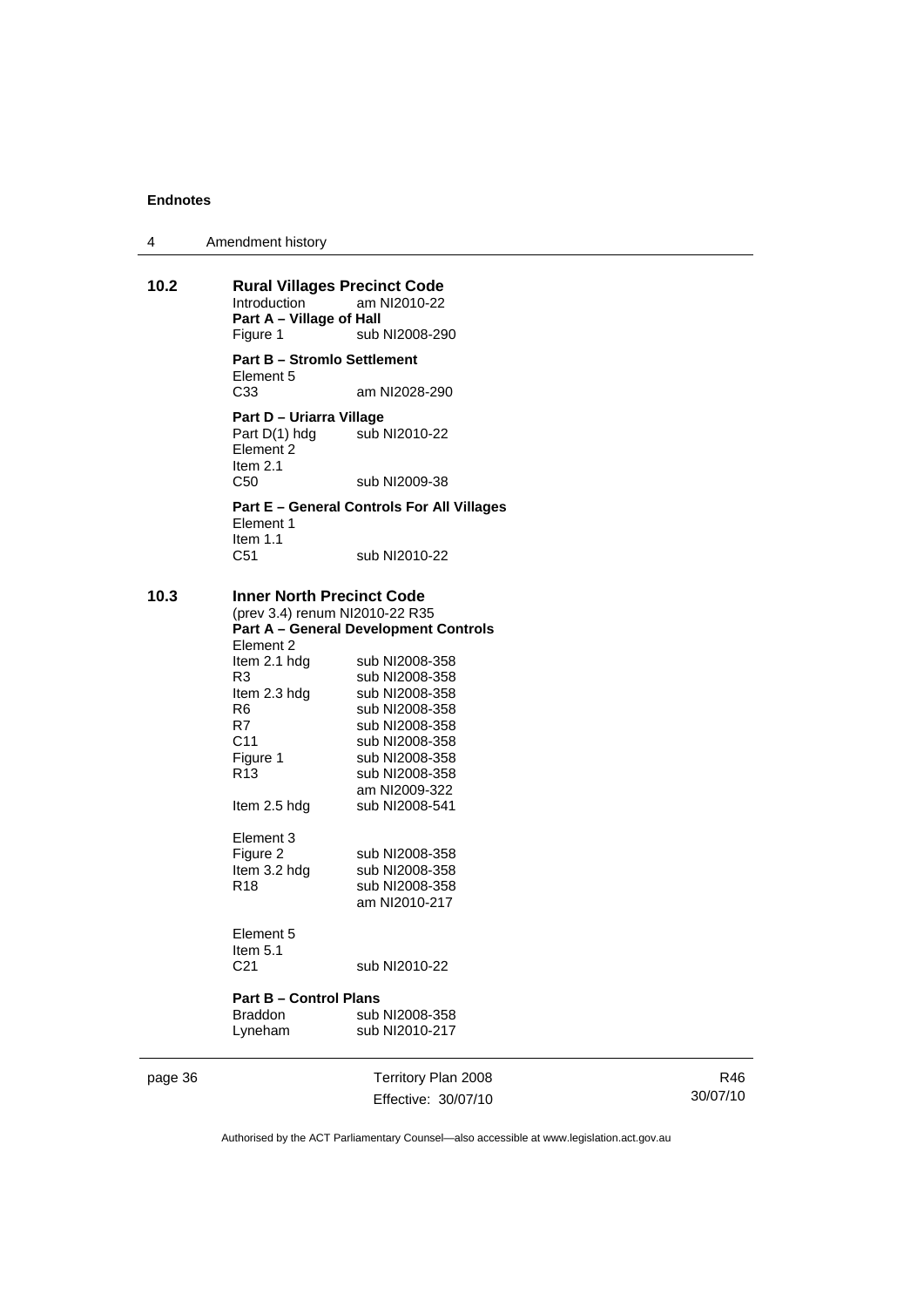**10.2 Rural Villages Precinct Code**

Introduction am NI2010-22

**Part A – Village of Hall**

Figure 1 sub NI2008-290

**Part B – Stromlo Settlement**

Element 5

C33 am NI2028-290

**Part D – Uriarra Village**

Part D(1) hdg sub NI2010-22

Element 2

Item 2.1

C50 sub NI2009-38

**Part E – General Controls For All Villages**

Element 1

Item 1.1

C51 sub NI2010-22

**10.3 Inner North Precinct Code**

(prev 3.4) renum NI2010-22 R35

**Part A – General Development Controls**

Element 2

Item 2.1 hdg sub NI2008-358

R3 sub NI2008-358

Item 2.3 hdg sub NI2008-358

R6 sub NI2008-358

R7 sub NI2008-358

C11 sub NI2008-358

Figure 1 sub NI2008-358

R13 sub NI2008-358
am NI2009-322

Item 2.5 hdg sub NI2008-541

Element 3

Figure 2 sub NI2008-358

Item 3.2 hdg sub NI2008-358

R18 sub NI2008-358
am NI2010-217

Element 5

Item 5.1

C21 sub NI2010-22

**Part B – Control Plans**

Braddon sub NI2008-358

Lyneham sub NI2010-217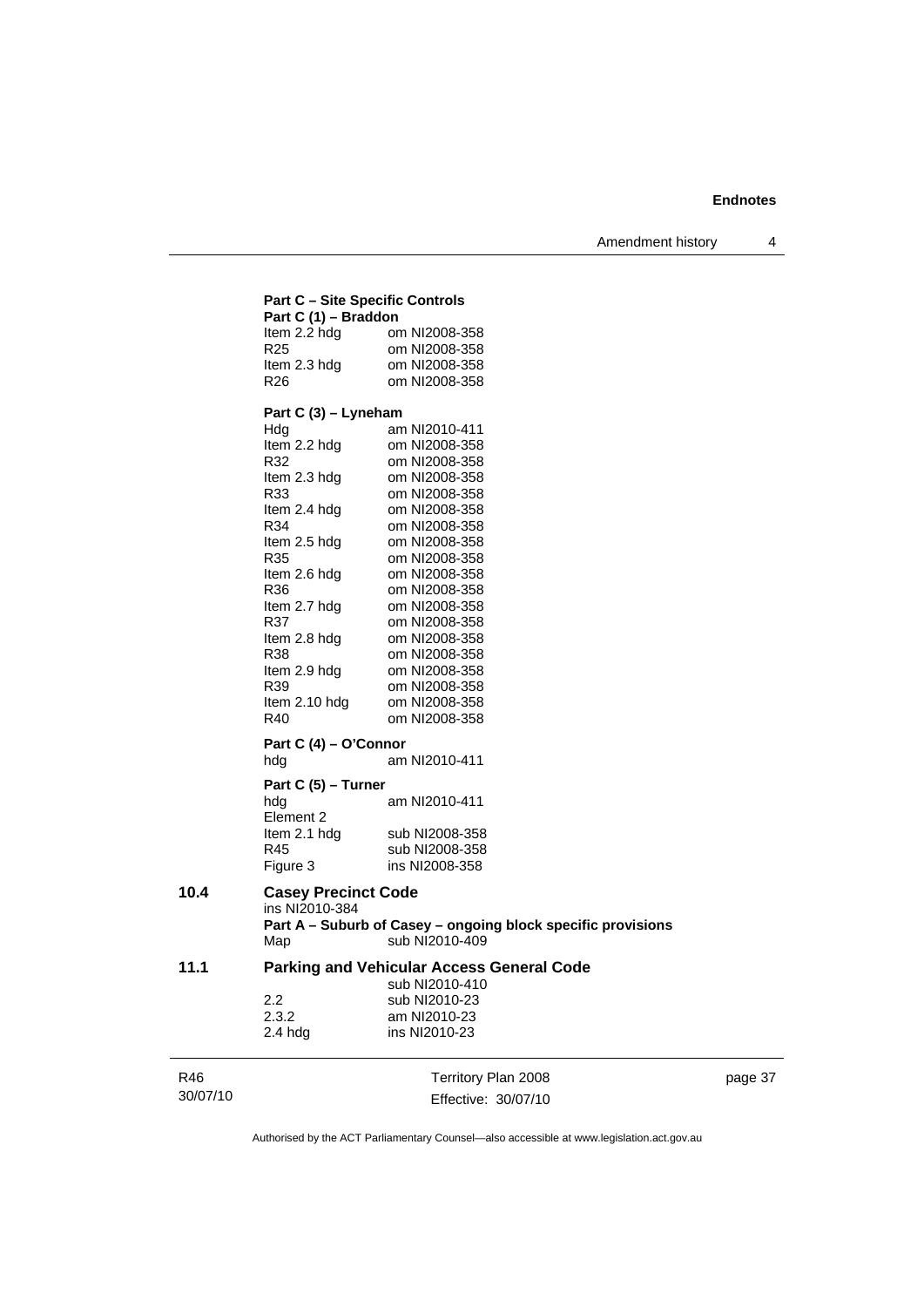**Part C – Site Specific Controls**

**Part C (1) – Braddon**

| | |
|---|---|
| Item 2.2 hdg | om NI2008-358 |
| R25 | om NI2008-358 |
| Item 2.3 hdg | om NI2008-358 |
| R26 | om NI2008-358 |

**Part C (3) – Lyneham**

| | |
|---|---|
| Hdg | am NI2010-411 |
| Item 2.2 hdg | om NI2008-358 |
| R32 | om NI2008-358 |
| Item 2.3 hdg | om NI2008-358 |
| R33 | om NI2008-358 |
| Item 2.4 hdg | om NI2008-358 |
| R34 | om NI2008-358 |
| Item 2.5 hdg | om NI2008-358 |
| R35 | om NI2008-358 |
| Item 2.6 hdg | om NI2008-358 |
| R36 | om NI2008-358 |
| Item 2.7 hdg | om NI2008-358 |
| R37 | om NI2008-358 |
| Item 2.8 hdg | om NI2008-358 |
| R38 | om NI2008-358 |
| Item 2.9 hdg | om NI2008-358 |
| R39 | om NI2008-358 |
| Item 2.10 hdg | om NI2008-358 |
| R40 | om NI2008-358 |

**Part C (4) – O'Connor**

| | |
|---|---|
| hdg | am NI2010-411 |

**Part C (5) – Turner**

| | |
|---|---|
| hdg | am NI2010-411 |
| Element 2 | |
| Item 2.1 hdg | sub NI2008-358 |
| R45 | sub NI2008-358 |
| Figure 3 | ins NI2008-358 |

**10.4 Casey Precinct Code**

ins NI2010-384

**Part A – Suburb of Casey – ongoing block specific provisions**

| | |
|---|---|
| Map | sub NI2010-409 |

**11.1 Parking and Vehicular Access General Code**

sub NI2010-410

| | |
|---|---|
| 2.2 | sub NI2010-23 |
| 2.3.2 | am NI2010-23 |
| 2.4 hdg | ins NI2010-23 |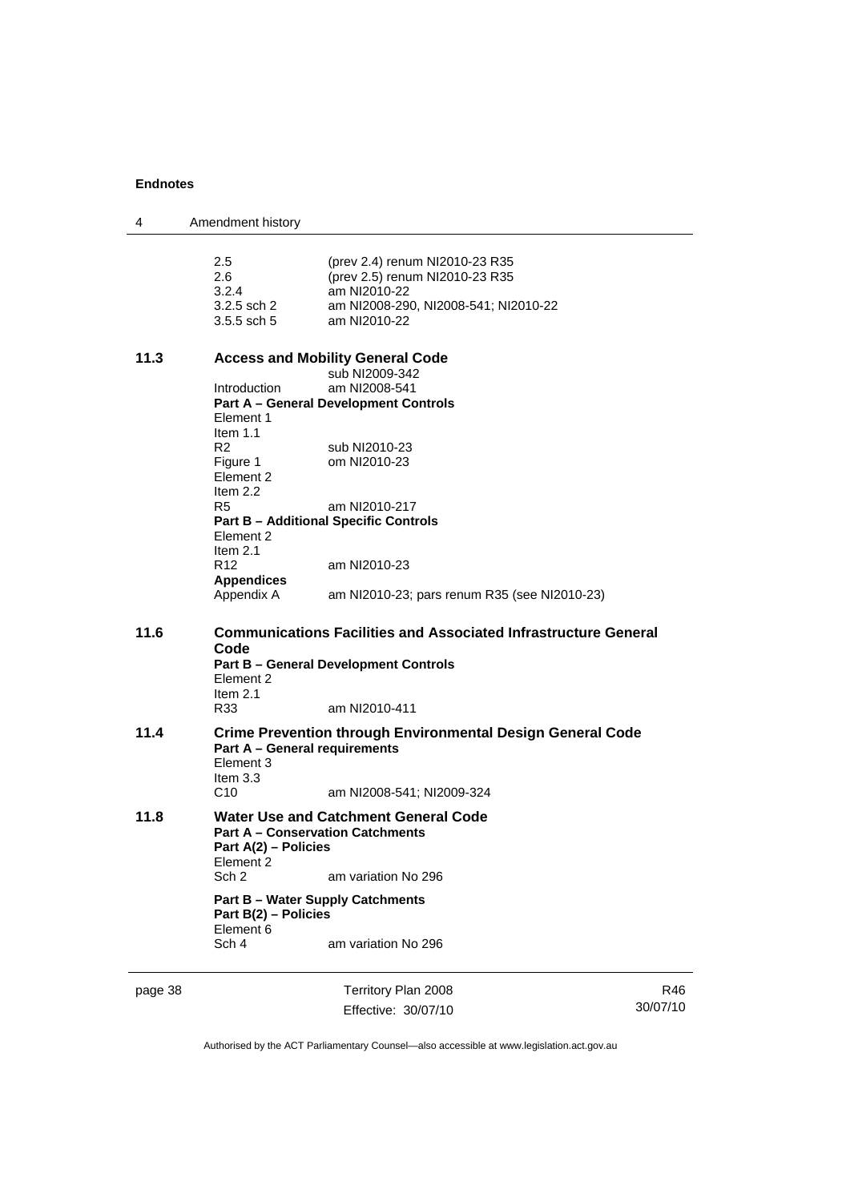| | | |
|---|---|---|
| | 2.5 | (prev 2.4) renum NI2010-23 R35 |
| | 2.6 | (prev 2.5) renum NI2010-23 R35 |
| | 3.2.4 | am NI2010-22 |
| | 3.2.5 sch 2 | am NI2008-290, NI2008-541; NI2010-22 |
| | 3.5.5 sch 5 | am NI2010-22 |

**11.3 Access and Mobility General Code**

| | |
|---|---|
| | sub NI2009-342 |
| Introduction | am NI2008-541 |
| **Part A – General Development Controls** | |
| Element 1 | |
| Item 1.1 | |
| R2 | sub NI2010-23 |
| Figure 1 | om NI2010-23 |
| Element 2 | |
| Item 2.2 | |
| R5 | am NI2010-217 |
| **Part B – Additional Specific Controls** | |
| Element 2 | |
| Item 2.1 | |
| R12 | am NI2010-23 |
| **Appendices** | |
| Appendix A | am NI2010-23; pars renum R35 (see NI2010-23) |

**11.6 Communications Facilities and Associated Infrastructure General Code**

| | |
|---|---|
| **Part B – General Development Controls** | |
| Element 2 | |
| Item 2.1 | |
| R33 | am NI2010-411 |

**11.4 Crime Prevention through Environmental Design General Code**

| | |
|---|---|
| **Part A – General requirements** | |
| Element 3 | |
| Item 3.3 | |
| C10 | am NI2008-541; NI2009-324 |

**11.8 Water Use and Catchment General Code**

| | |
|---|---|
| **Part A – Conservation Catchments** | |
| **Part A(2) – Policies** | |
| Element 2 | |
| Sch 2 | am variation No 296 |
| **Part B – Water Supply Catchments** | |
| **Part B(2) – Policies** | |
| Element 6 | |
| Sch 4 | am variation No 296 |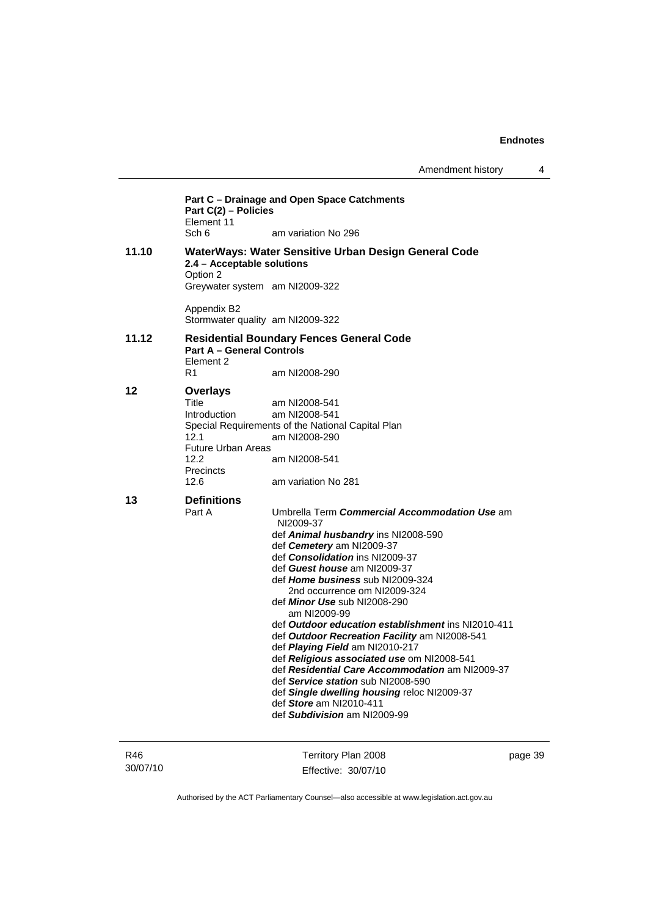**Part C – Drainage and Open Space Catchments**
**Part C(2) – Policies**
Element 11
Sch 6 am variation No 296

**11.10 WaterWays: Water Sensitive Urban Design General Code**
**2.4 – Acceptable solutions**
Option 2
Greywater system am NI2009-322

Appendix B2
Stormwater quality am NI2009-322

**11.12 Residential Boundary Fences General Code**
**Part A – General Controls**
Element 2
R1 am NI2008-290

**12 Overlays**
Title am NI2008-541
Introduction am NI2008-541
Special Requirements of the National Capital Plan
12.1 am NI2008-290
Future Urban Areas
12.2 am NI2008-541
Precincts
12.6 am variation No 281

**13 Definitions**
Part A Umbrella Term ***Commercial Accommodation Use*** am NI2009-37
def ***Animal husbandry*** ins NI2008-590
def ***Cemetery*** am NI2009-37
def ***Consolidation*** ins NI2009-37
def ***Guest house*** am NI2009-37
def ***Home business*** sub NI2009-324
2nd occurrence om NI2009-324
def ***Minor Use*** sub NI2008-290
am NI2009-99
def ***Outdoor education establishment*** ins NI2010-411
def ***Outdoor Recreation Facility*** am NI2008-541
def ***Playing Field*** am NI2010-217
def ***Religious associated use*** om NI2008-541
def ***Residential Care Accommodation*** am NI2009-37
def ***Service station*** sub NI2008-590
def ***Single dwelling housing*** reloc NI2009-37
def ***Store*** am NI2010-411
def ***Subdivision*** am NI2009-99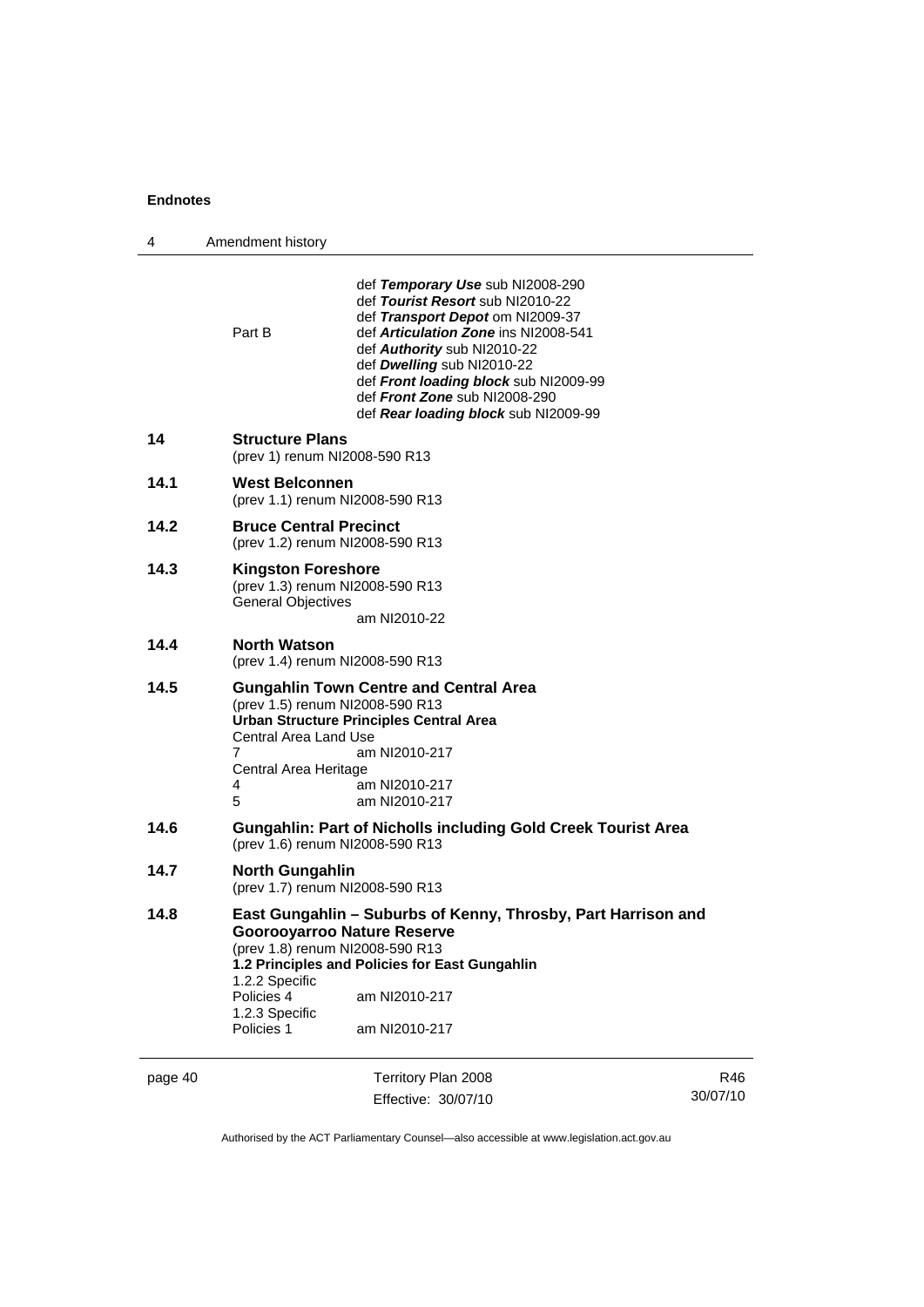| | | |
|---|---|---|
| | | def ***Temporary Use*** sub NI2008-290 |
| | | def ***Tourist Resort*** sub NI2010-22 |
| | | def ***Transport Depot*** om NI2009-37 |
| | Part B | def ***Articulation Zone*** ins NI2008-541 |
| | | def ***Authority*** sub NI2010-22 |
| | | def ***Dwelling*** sub NI2010-22 |
| | | def ***Front loading block*** sub NI2009-99 |
| | | def ***Front Zone*** sub NI2008-290 |
| | | def ***Rear loading block*** sub NI2009-99 |

**14 Structure Plans**
(prev 1) renum NI2008-590 R13

**14.1 West Belconnen**
(prev 1.1) renum NI2008-590 R13

**14.2 Bruce Central Precinct**
(prev 1.2) renum NI2008-590 R13

**14.3 Kingston Foreshore**
(prev 1.3) renum NI2008-590 R13
General Objectives
am NI2010-22

**14.4 North Watson**
(prev 1.4) renum NI2008-590 R13

**14.5 Gungahlin Town Centre and Central Area**
(prev 1.5) renum NI2008-590 R13
**Urban Structure Principles Central Area**
Central Area Land Use
7 am NI2010-217
Central Area Heritage
4 am NI2010-217
5 am NI2010-217

**14.6 Gungahlin: Part of Nicholls including Gold Creek Tourist Area**
(prev 1.6) renum NI2008-590 R13

**14.7 North Gungahlin**
(prev 1.7) renum NI2008-590 R13

**14.8 East Gungahlin – Suburbs of Kenny, Throsby, Part Harrison and Goorooyarroo Nature Reserve**
(prev 1.8) renum NI2008-590 R13
**1.2 Principles and Policies for East Gungahlin**
1.2.2 Specific
Policies 4 am NI2010-217
1.2.3 Specific
Policies 1 am NI2010-217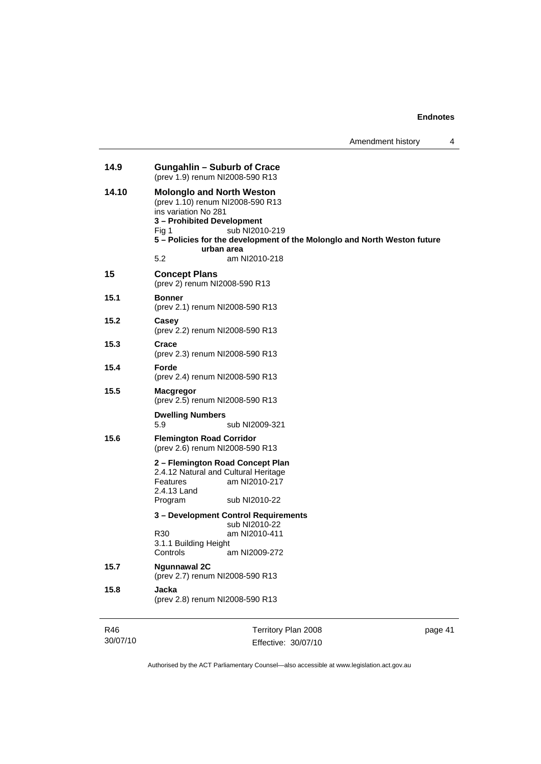**14.9 Gungahlin – Suburb of Crace**
(prev 1.9) renum NI2008-590 R13

**14.10 Molonglo and North Weston**
(prev 1.10) renum NI2008-590 R13
ins variation No 281

**3 – Prohibited Development**

Fig 1 sub NI2010-219

**5 – Policies for the development of the Molonglo and North Weston future urban area**

5.2 am NI2010-218

**15 Concept Plans**
(prev 2) renum NI2008-590 R13

**15.1 Bonner**
(prev 2.1) renum NI2008-590 R13

**15.2 Casey**
(prev 2.2) renum NI2008-590 R13

**15.3 Crace**
(prev 2.3) renum NI2008-590 R13

**15.4 Forde**
(prev 2.4) renum NI2008-590 R13

**15.5 Macgregor**
(prev 2.5) renum NI2008-590 R13

**Dwelling Numbers**

5.9 sub NI2009-321

**15.6 Flemington Road Corridor**
(prev 2.6) renum NI2008-590 R13

**2 – Flemington Road Concept Plan**

2.4.12 Natural and Cultural Heritage Features am NI2010-217

2.4.13 Land Program sub NI2010-22

**3 – Development Control Requirements**

sub NI2010-22

R30 am NI2010-411

3.1.1 Building Height Controls am NI2009-272

**15.7 Ngunnawal 2C**
(prev 2.7) renum NI2008-590 R13

**15.8 Jacka**
(prev 2.8) renum NI2008-590 R13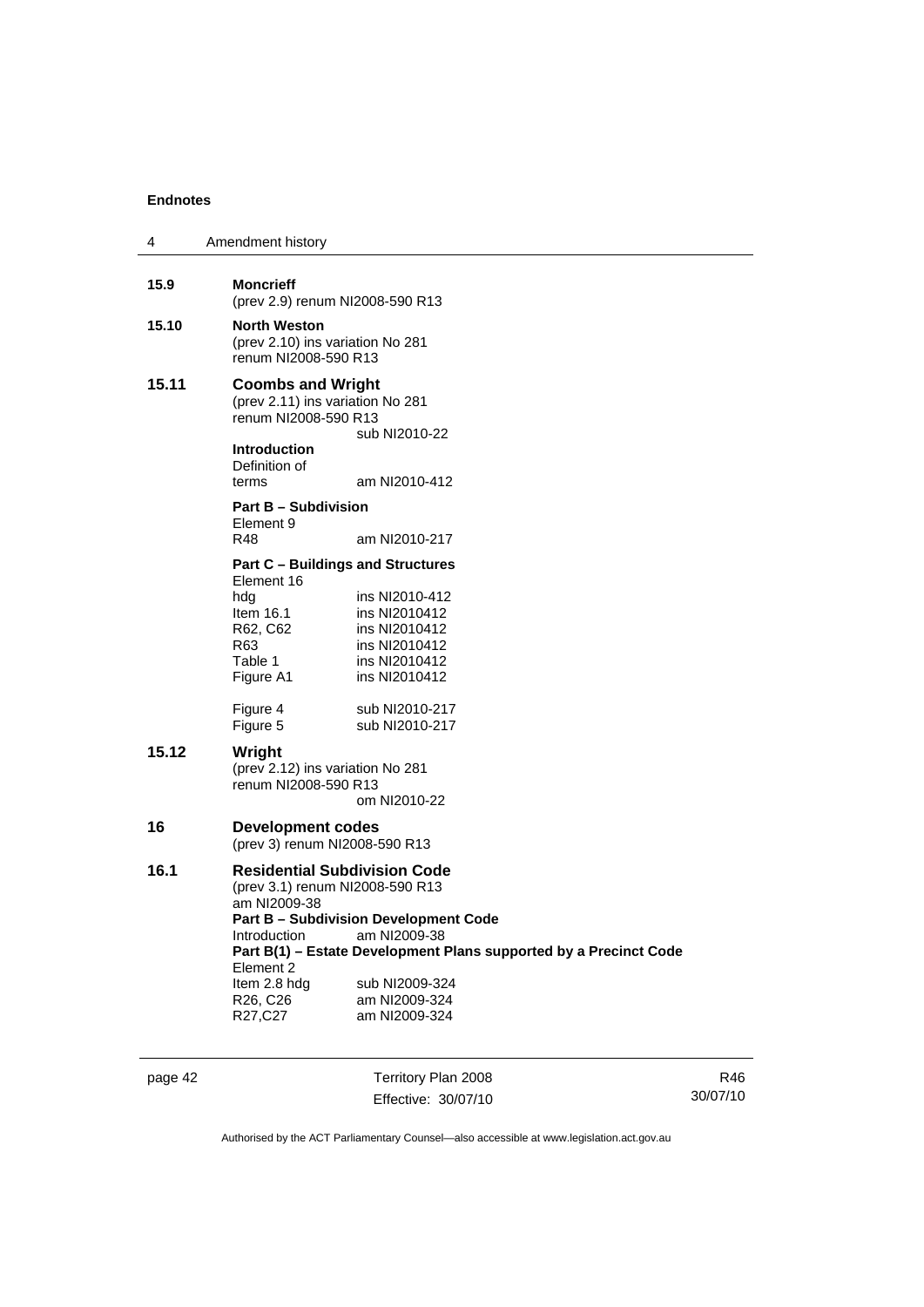**15.9 Moncrieff**
(prev 2.9) renum NI2008-590 R13

**15.10 North Weston**
(prev 2.10) ins variation No 281
renum NI2008-590 R13

**15.11 Coombs and Wright**
(prev 2.11) ins variation No 281
renum NI2008-590 R13
sub NI2010-22

**Introduction**

| | |
|---|---|
| Definition of terms | am NI2010-412 |

**Part B – Subdivision**

| | |
|---|---|
| Element 9 | |
| R48 | am NI2010-217 |

**Part C – Buildings and Structures**

| | |
|---|---|
| Element 16 | |
| hdg | ins NI2010-412 |
| Item 16.1 | ins NI2010412 |
| R62, C62 | ins NI2010412 |
| R63 | ins NI2010412 |
| Table 1 | ins NI2010412 |
| Figure A1 | ins NI2010412 |
| Figure 4 | sub NI2010-217 |
| Figure 5 | sub NI2010-217 |

**15.12 Wright**
(prev 2.12) ins variation No 281
renum NI2008-590 R13
om NI2010-22

**16 Development codes**
(prev 3) renum NI2008-590 R13

**16.1 Residential Subdivision Code**
(prev 3.1) renum NI2008-590 R13
am NI2009-38

**Part B – Subdivision Development Code**

| | |
|---|---|
| Introduction | am NI2009-38 |

**Part B(1) – Estate Development Plans supported by a Precinct Code**

| | |
|---|---|
| Element 2 | |
| Item 2.8 hdg | sub NI2009-324 |
| R26, C26 | am NI2009-324 |
| R27,C27 | am NI2009-324 |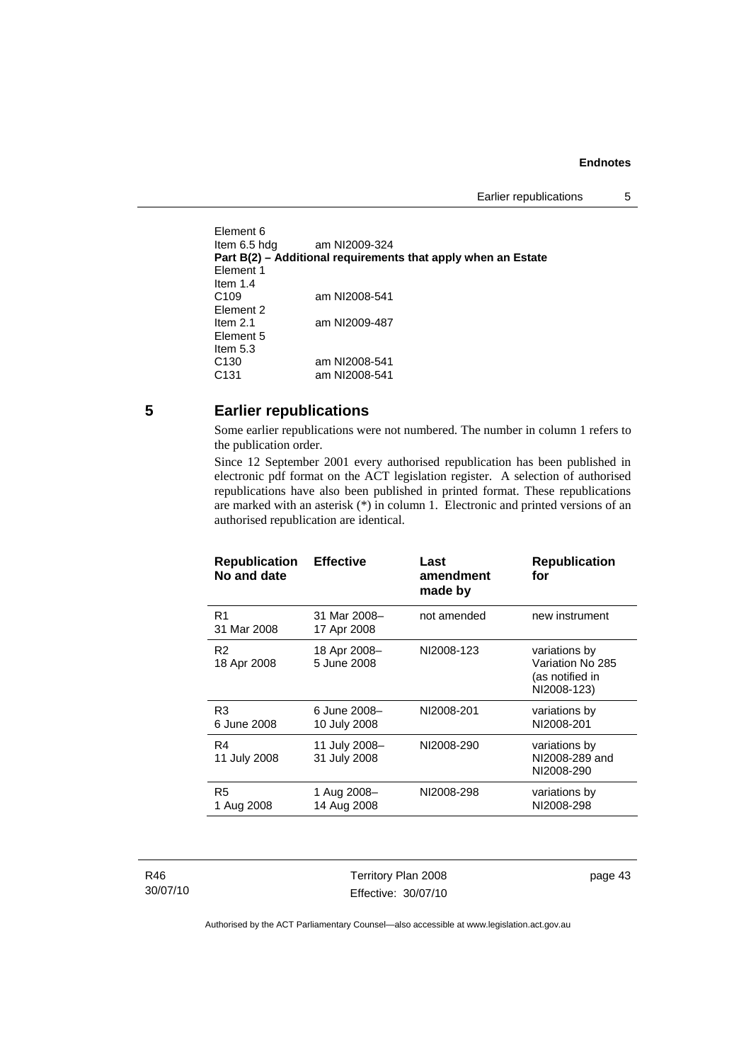Element 6
Item 6.5 hdg am NI2009-324
**Part B(2) – Additional requirements that apply when an Estate**
Element 1
Item 1.4
C109 am NI2008-541
Element 2
Item 2.1 am NI2009-487
Element 5
Item 5.3
C130 am NI2008-541
C131 am NI2008-541

## 5 Earlier republications

Some earlier republications were not numbered. The number in column 1 refers to the publication order.

Since 12 September 2001 every authorised republication has been published in electronic pdf format on the ACT legislation register. A selection of authorised republications have also been published in printed format. These republications are marked with an asterisk (*) in column 1. Electronic and printed versions of an authorised republication are identical.

| Republication No and date | Effective | Last amendment made by | Republication for |
|---|---|---|---|
| R1 31 Mar 2008 | 31 Mar 2008– 17 Apr 2008 | not amended | new instrument |
| R2 18 Apr 2008 | 18 Apr 2008– 5 June 2008 | NI2008-123 | variations by Variation No 285 (as notified in NI2008-123) |
| R3 6 June 2008 | 6 June 2008– 10 July 2008 | NI2008-201 | variations by NI2008-201 |
| R4 11 July 2008 | 11 July 2008– 31 July 2008 | NI2008-290 | variations by NI2008-289 and NI2008-290 |
| R5 1 Aug 2008 | 1 Aug 2008– 14 Aug 2008 | NI2008-298 | variations by NI2008-298 |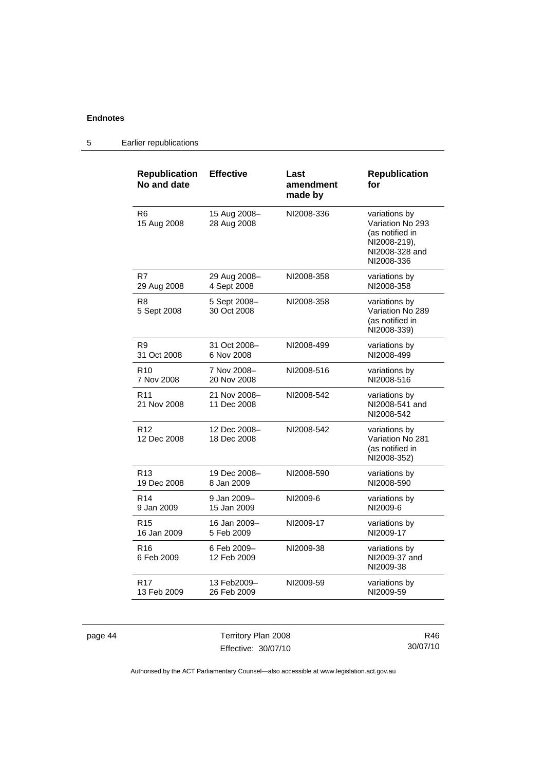**Endnotes**

5 Earlier republications

| Republication No and date | Effective | Last amendment made by | Republication for |
|---|---|---|---|
| R6 15 Aug 2008 | 15 Aug 2008– 28 Aug 2008 | NI2008-336 | variations by Variation No 293 (as notified in NI2008-219), NI2008-328 and NI2008-336 |
| R7 29 Aug 2008 | 29 Aug 2008– 4 Sept 2008 | NI2008-358 | variations by NI2008-358 |
| R8 5 Sept 2008 | 5 Sept 2008– 30 Oct 2008 | NI2008-358 | variations by Variation No 289 (as notified in NI2008-339) |
| R9 31 Oct 2008 | 31 Oct 2008– 6 Nov 2008 | NI2008-499 | variations by NI2008-499 |
| R10 7 Nov 2008 | 7 Nov 2008– 20 Nov 2008 | NI2008-516 | variations by NI2008-516 |
| R11 21 Nov 2008 | 21 Nov 2008– 11 Dec 2008 | NI2008-542 | variations by NI2008-541 and NI2008-542 |
| R12 12 Dec 2008 | 12 Dec 2008– 18 Dec 2008 | NI2008-542 | variations by Variation No 281 (as notified in NI2008-352) |
| R13 19 Dec 2008 | 19 Dec 2008– 8 Jan 2009 | NI2008-590 | variations by NI2008-590 |
| R14 9 Jan 2009 | 9 Jan 2009– 15 Jan 2009 | NI2009-6 | variations by NI2009-6 |
| R15 16 Jan 2009 | 16 Jan 2009– 5 Feb 2009 | NI2009-17 | variations by NI2009-17 |
| R16 6 Feb 2009 | 6 Feb 2009– 12 Feb 2009 | NI2009-38 | variations by NI2009-37 and NI2009-38 |
| R17 13 Feb 2009 | 13 Feb2009– 26 Feb 2009 | NI2009-59 | variations by NI2009-59 |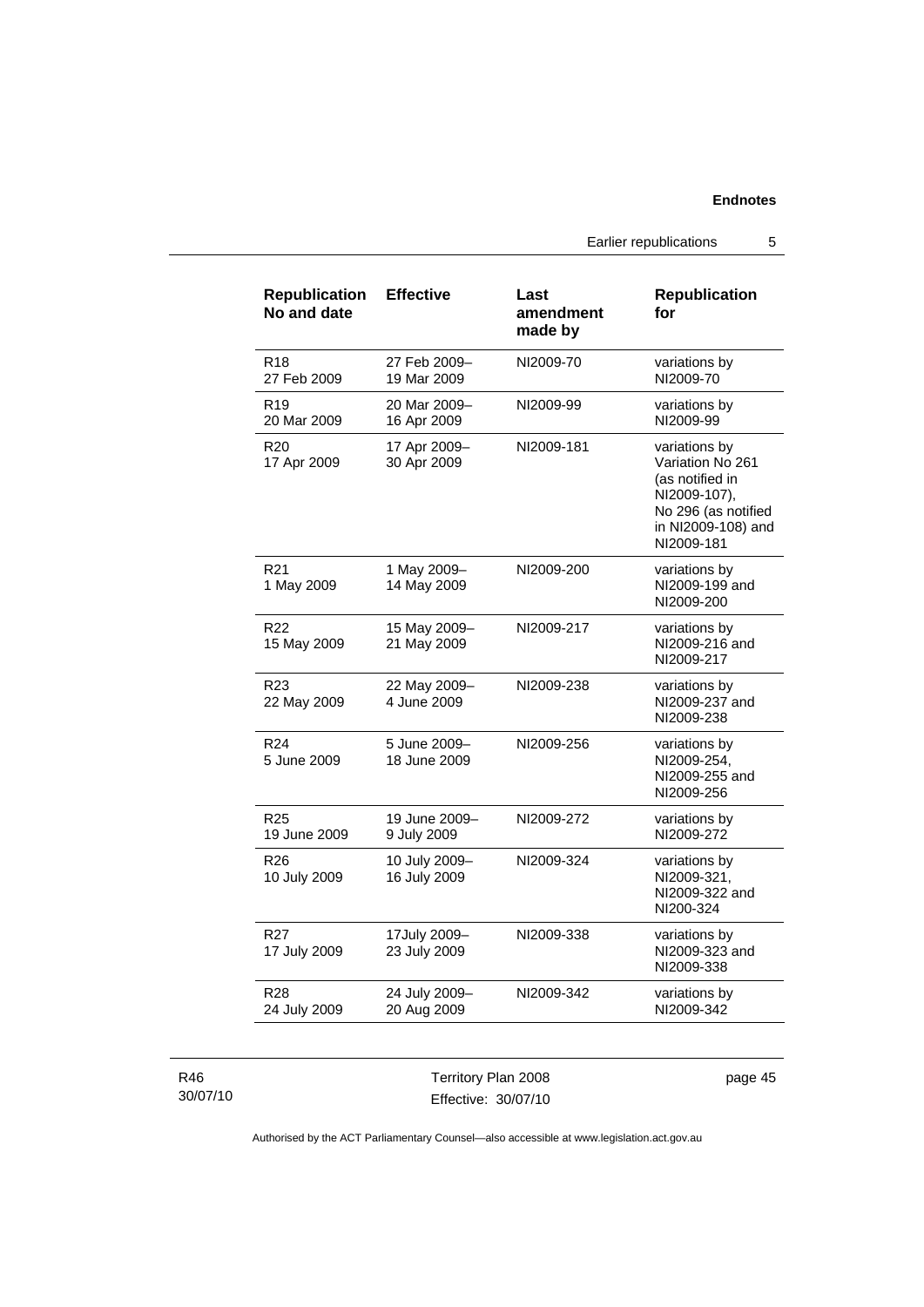| Republication No and date | Effective | Last amendment made by | Republication for |
|---|---|---|---|
| R18 27 Feb 2009 | 27 Feb 2009– 19 Mar 2009 | NI2009-70 | variations by NI2009-70 |
| R19 20 Mar 2009 | 20 Mar 2009– 16 Apr 2009 | NI2009-99 | variations by NI2009-99 |
| R20 17 Apr 2009 | 17 Apr 2009– 30 Apr 2009 | NI2009-181 | variations by Variation No 261 (as notified in NI2009-107), No 296 (as notified in NI2009-108) and NI2009-181 |
| R21 1 May 2009 | 1 May 2009– 14 May 2009 | NI2009-200 | variations by NI2009-199 and NI2009-200 |
| R22 15 May 2009 | 15 May 2009– 21 May 2009 | NI2009-217 | variations by NI2009-216 and NI2009-217 |
| R23 22 May 2009 | 22 May 2009– 4 June 2009 | NI2009-238 | variations by NI2009-237 and NI2009-238 |
| R24 5 June 2009 | 5 June 2009– 18 June 2009 | NI2009-256 | variations by NI2009-254, NI2009-255 and NI2009-256 |
| R25 19 June 2009 | 19 June 2009– 9 July 2009 | NI2009-272 | variations by NI2009-272 |
| R26 10 July 2009 | 10 July 2009– 16 July 2009 | NI2009-324 | variations by NI2009-321, NI2009-322 and NI200-324 |
| R27 17 July 2009 | 17July 2009– 23 July 2009 | NI2009-338 | variations by NI2009-323 and NI2009-338 |
| R28 24 July 2009 | 24 July 2009– 20 Aug 2009 | NI2009-342 | variations by NI2009-342 |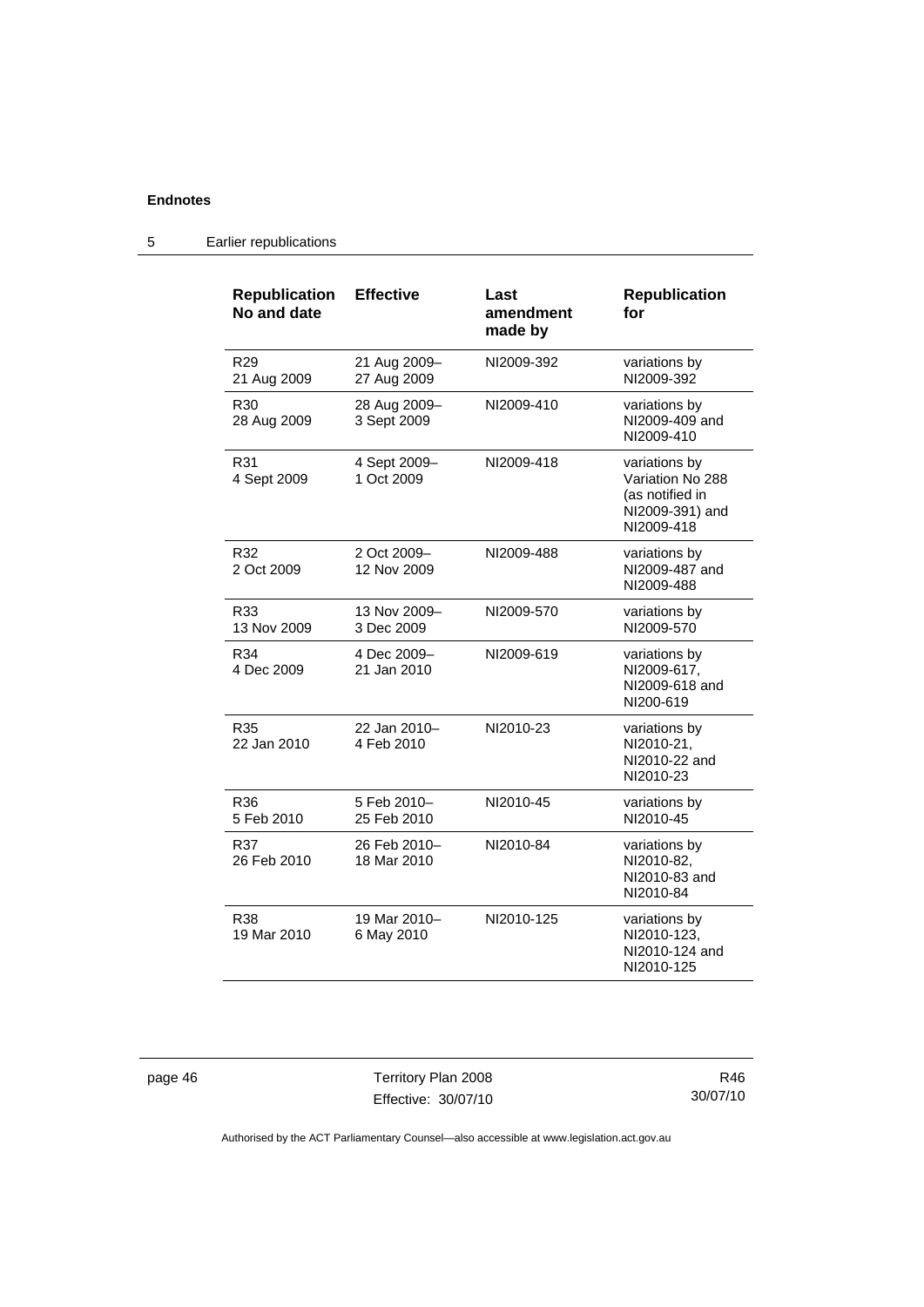| Republication No and date | Effective | Last amendment made by | Republication for |
|---|---|---|---|
| R29 21 Aug 2009 | 21 Aug 2009– 27 Aug 2009 | NI2009-392 | variations by NI2009-392 |
| R30 28 Aug 2009 | 28 Aug 2009– 3 Sept 2009 | NI2009-410 | variations by NI2009-409 and NI2009-410 |
| R31 4 Sept 2009 | 4 Sept 2009– 1 Oct 2009 | NI2009-418 | variations by Variation No 288 (as notified in NI2009-391) and NI2009-418 |
| R32 2 Oct 2009 | 2 Oct 2009– 12 Nov 2009 | NI2009-488 | variations by NI2009-487 and NI2009-488 |
| R33 13 Nov 2009 | 13 Nov 2009– 3 Dec 2009 | NI2009-570 | variations by NI2009-570 |
| R34 4 Dec 2009 | 4 Dec 2009– 21 Jan 2010 | NI2009-619 | variations by NI2009-617, NI2009-618 and NI200-619 |
| R35 22 Jan 2010 | 22 Jan 2010– 4 Feb 2010 | NI2010-23 | variations by NI2010-21, NI2010-22 and NI2010-23 |
| R36 5 Feb 2010 | 5 Feb 2010– 25 Feb 2010 | NI2010-45 | variations by NI2010-45 |
| R37 26 Feb 2010 | 26 Feb 2010– 18 Mar 2010 | NI2010-84 | variations by NI2010-82, NI2010-83 and NI2010-84 |
| R38 19 Mar 2010 | 19 Mar 2010– 6 May 2010 | NI2010-125 | variations by NI2010-123, NI2010-124 and NI2010-125 |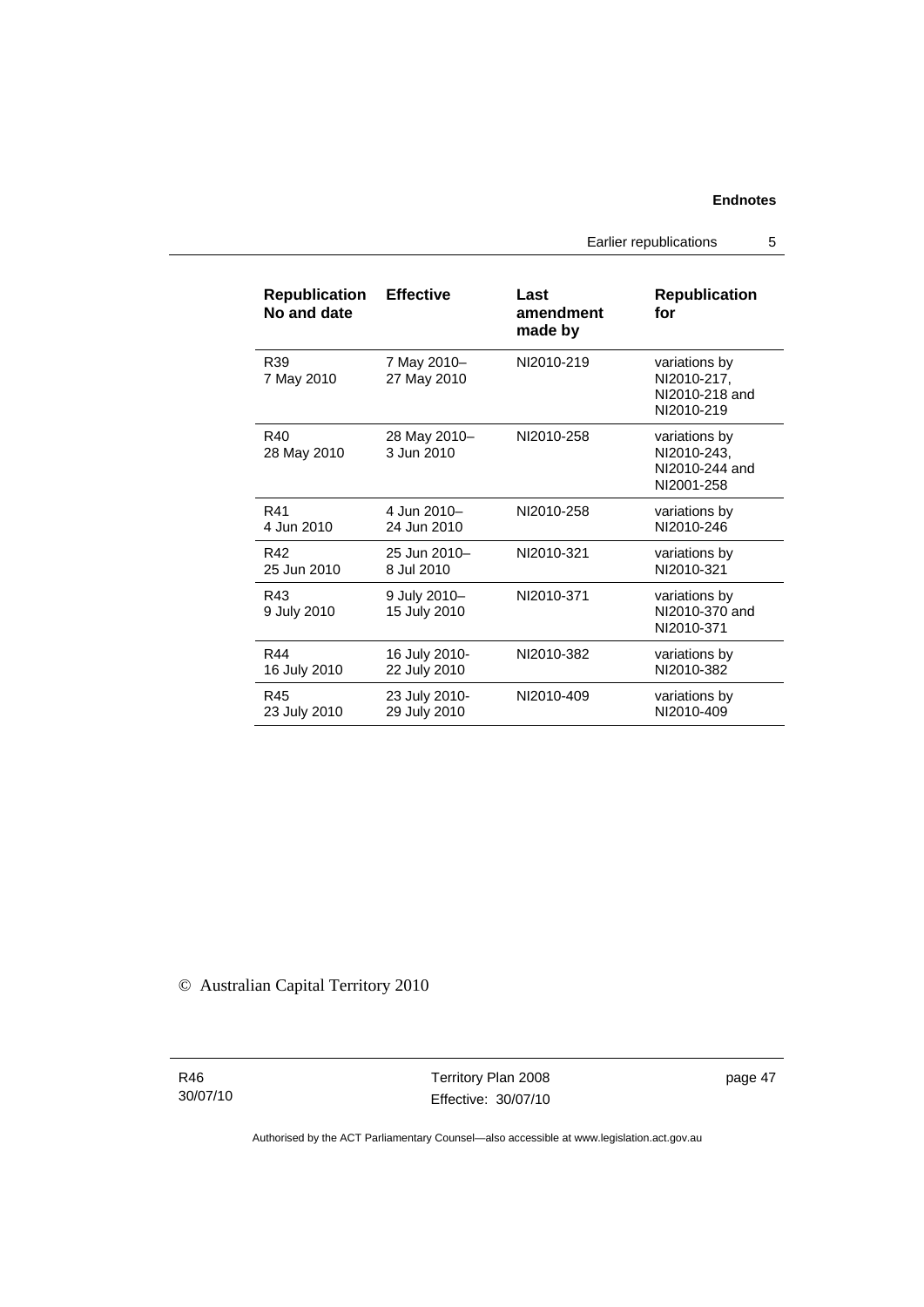| Republication No and date | Effective | Last amendment made by | Republication for |
| --- | --- | --- | --- |
| R39<br>7 May 2010 | 7 May 2010–<br>27 May 2010 | NI2010-219 | variations by NI2010-217, NI2010-218 and NI2010-219 |
| R40<br>28 May 2010 | 28 May 2010–<br>3 Jun 2010 | NI2010-258 | variations by NI2010-243, NI2010-244 and NI2001-258 |
| R41<br>4 Jun 2010 | 4 Jun 2010–<br>24 Jun 2010 | NI2010-258 | variations by NI2010-246 |
| R42<br>25 Jun 2010 | 25 Jun 2010–<br>8 Jul 2010 | NI2010-321 | variations by NI2010-321 |
| R43<br>9 July 2010 | 9 July 2010–<br>15 July 2010 | NI2010-371 | variations by NI2010-370 and NI2010-371 |
| R44<br>16 July 2010 | 16 July 2010-<br>22 July 2010 | NI2010-382 | variations by NI2010-382 |
| R45<br>23 July 2010 | 23 July 2010-<br>29 July 2010 | NI2010-409 | variations by NI2010-409 |

© Australian Capital Territory 2010